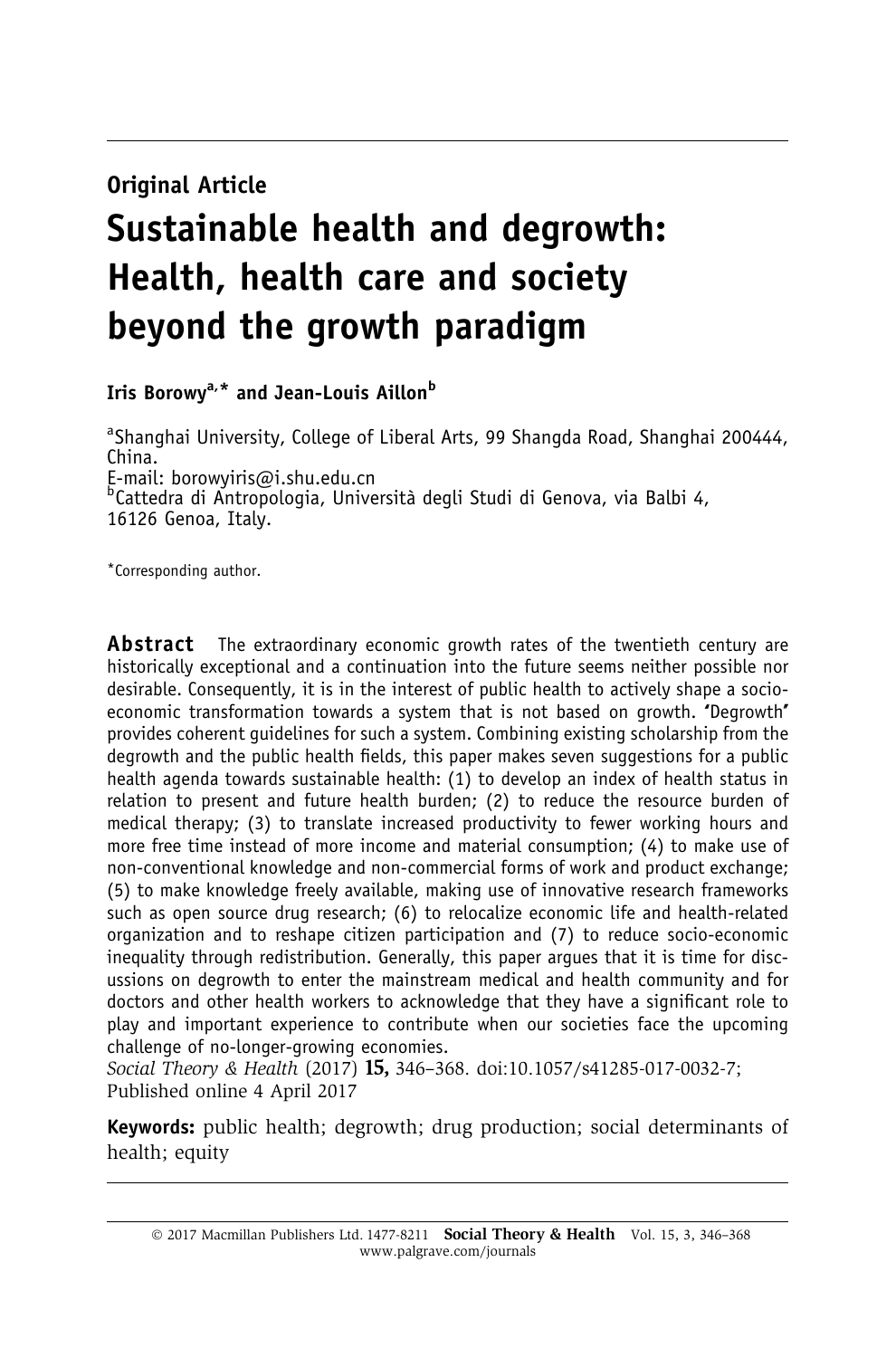**Original Article**

# Sustainable health and degrowth: Health, health care and society beyond the growth paradigm

**Iris Borowy[a,*] and Jean-Louis Aillon[b]**

[a]Shanghai University, College of Liberal Arts, 99 Shangda Road, Shanghai 200444, China.
E-mail: borowyiris@i.shu.edu.cn
[b]Cattedra di Antropologia, Università degli Studi di Genova, via Balbi 4, 16126 Genoa, Italy.

*Corresponding author.

**Abstract** The extraordinary economic growth rates of the twentieth century are historically exceptional and a continuation into the future seems neither possible nor desirable. Consequently, it is in the interest of public health to actively shape a socio-economic transformation towards a system that is not based on growth. 'Degrowth' provides coherent guidelines for such a system. Combining existing scholarship from the degrowth and the public health fields, this paper makes seven suggestions for a public health agenda towards sustainable health: (1) to develop an index of health status in relation to present and future health burden; (2) to reduce the resource burden of medical therapy; (3) to translate increased productivity to fewer working hours and more free time instead of more income and material consumption; (4) to make use of non-conventional knowledge and non-commercial forms of work and product exchange; (5) to make knowledge freely available, making use of innovative research frameworks such as open source drug research; (6) to relocalize economic life and health-related organization and to reshape citizen participation and (7) to reduce socio-economic inequality through redistribution. Generally, this paper argues that it is time for discussions on degrowth to enter the mainstream medical and health community and for doctors and other health workers to acknowledge that they have a significant role to play and important experience to contribute when our societies face the upcoming challenge of no-longer-growing economies.
*Social Theory & Health* (2017) **15,** 346–368. doi:10.1057/s41285-017-0032-7; Published online 4 April 2017

**Keywords:** public health; degrowth; drug production; social determinants of health; equity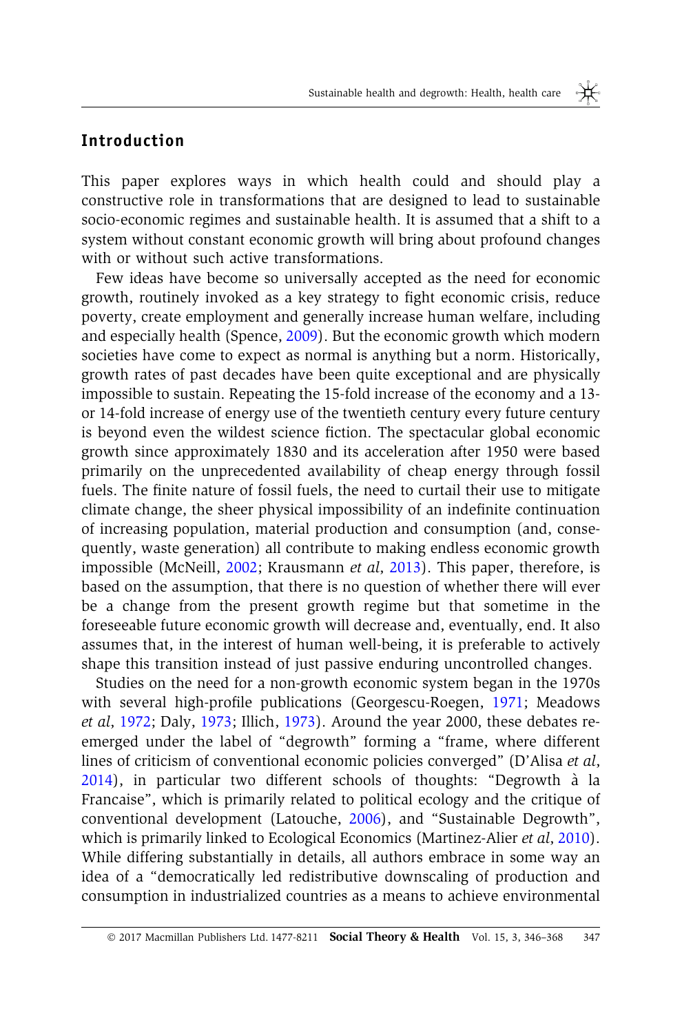## Introduction

This paper explores ways in which health could and should play a constructive role in transformations that are designed to lead to sustainable socio-economic regimes and sustainable health. It is assumed that a shift to a system without constant economic growth will bring about profound changes with or without such active transformations.

Few ideas have become so universally accepted as the need for economic growth, routinely invoked as a key strategy to fight economic crisis, reduce poverty, create employment and generally increase human welfare, including and especially health (Spence, 2009). But the economic growth which modern societies have come to expect as normal is anything but a norm. Historically, growth rates of past decades have been quite exceptional and are physically impossible to sustain. Repeating the 15-fold increase of the economy and a 13- or 14-fold increase of energy use of the twentieth century every future century is beyond even the wildest science fiction. The spectacular global economic growth since approximately 1830 and its acceleration after 1950 were based primarily on the unprecedented availability of cheap energy through fossil fuels. The finite nature of fossil fuels, the need to curtail their use to mitigate climate change, the sheer physical impossibility of an indefinite continuation of increasing population, material production and consumption (and, consequently, waste generation) all contribute to making endless economic growth impossible (McNeill, 2002; Krausmann *et al*, 2013). This paper, therefore, is based on the assumption, that there is no question of whether there will ever be a change from the present growth regime but that sometime in the foreseeable future economic growth will decrease and, eventually, end. It also assumes that, in the interest of human well-being, it is preferable to actively shape this transition instead of just passive enduring uncontrolled changes.

Studies on the need for a non-growth economic system began in the 1970s with several high-profile publications (Georgescu-Roegen, 1971; Meadows *et al*, 1972; Daly, 1973; Illich, 1973). Around the year 2000, these debates re-emerged under the label of "degrowth" forming a "frame, where different lines of criticism of conventional economic policies converged" (D'Alisa *et al*, 2014), in particular two different schools of thoughts: "Degrowth à la Francaise", which is primarily related to political ecology and the critique of conventional development (Latouche, 2006), and "Sustainable Degrowth", which is primarily linked to Ecological Economics (Martinez-Alier *et al*, 2010). While differing substantially in details, all authors embrace in some way an idea of a "democratically led redistributive downscaling of production and consumption in industrialized countries as a means to achieve environmental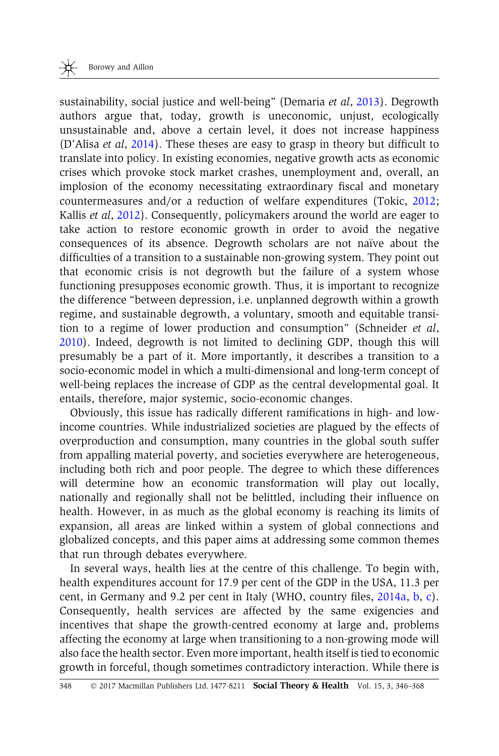sustainability, social justice and well-being" (Demaria *et al*, 2013). Degrowth authors argue that, today, growth is uneconomic, unjust, ecologically unsustainable and, above a certain level, it does not increase happiness (D'Alisa *et al*, 2014). These theses are easy to grasp in theory but difficult to translate into policy. In existing economies, negative growth acts as economic crises which provoke stock market crashes, unemployment and, overall, an implosion of the economy necessitating extraordinary fiscal and monetary countermeasures and/or a reduction of welfare expenditures (Tokic, 2012; Kallis *et al*, 2012). Consequently, policymakers around the world are eager to take action to restore economic growth in order to avoid the negative consequences of its absence. Degrowth scholars are not naïve about the difficulties of a transition to a sustainable non-growing system. They point out that economic crisis is not degrowth but the failure of a system whose functioning presupposes economic growth. Thus, it is important to recognize the difference "between depression, i.e. unplanned degrowth within a growth regime, and sustainable degrowth, a voluntary, smooth and equitable transition to a regime of lower production and consumption" (Schneider *et al*, 2010). Indeed, degrowth is not limited to declining GDP, though this will presumably be a part of it. More importantly, it describes a transition to a socio-economic model in which a multi-dimensional and long-term concept of well-being replaces the increase of GDP as the central developmental goal. It entails, therefore, major systemic, socio-economic changes.

Obviously, this issue has radically different ramifications in high- and low-income countries. While industrialized societies are plagued by the effects of overproduction and consumption, many countries in the global south suffer from appalling material poverty, and societies everywhere are heterogeneous, including both rich and poor people. The degree to which these differences will determine how an economic transformation will play out locally, nationally and regionally shall not be belittled, including their influence on health. However, in as much as the global economy is reaching its limits of expansion, all areas are linked within a system of global connections and globalized concepts, and this paper aims at addressing some common themes that run through debates everywhere.

In several ways, health lies at the centre of this challenge. To begin with, health expenditures account for 17.9 per cent of the GDP in the USA, 11.3 per cent, in Germany and 9.2 per cent in Italy (WHO, country files, 2014a, b, c). Consequently, health services are affected by the same exigencies and incentives that shape the growth-centred economy at large and, problems affecting the economy at large when transitioning to a non-growing mode will also face the health sector. Even more important, health itself is tied to economic growth in forceful, though sometimes contradictory interaction. While there is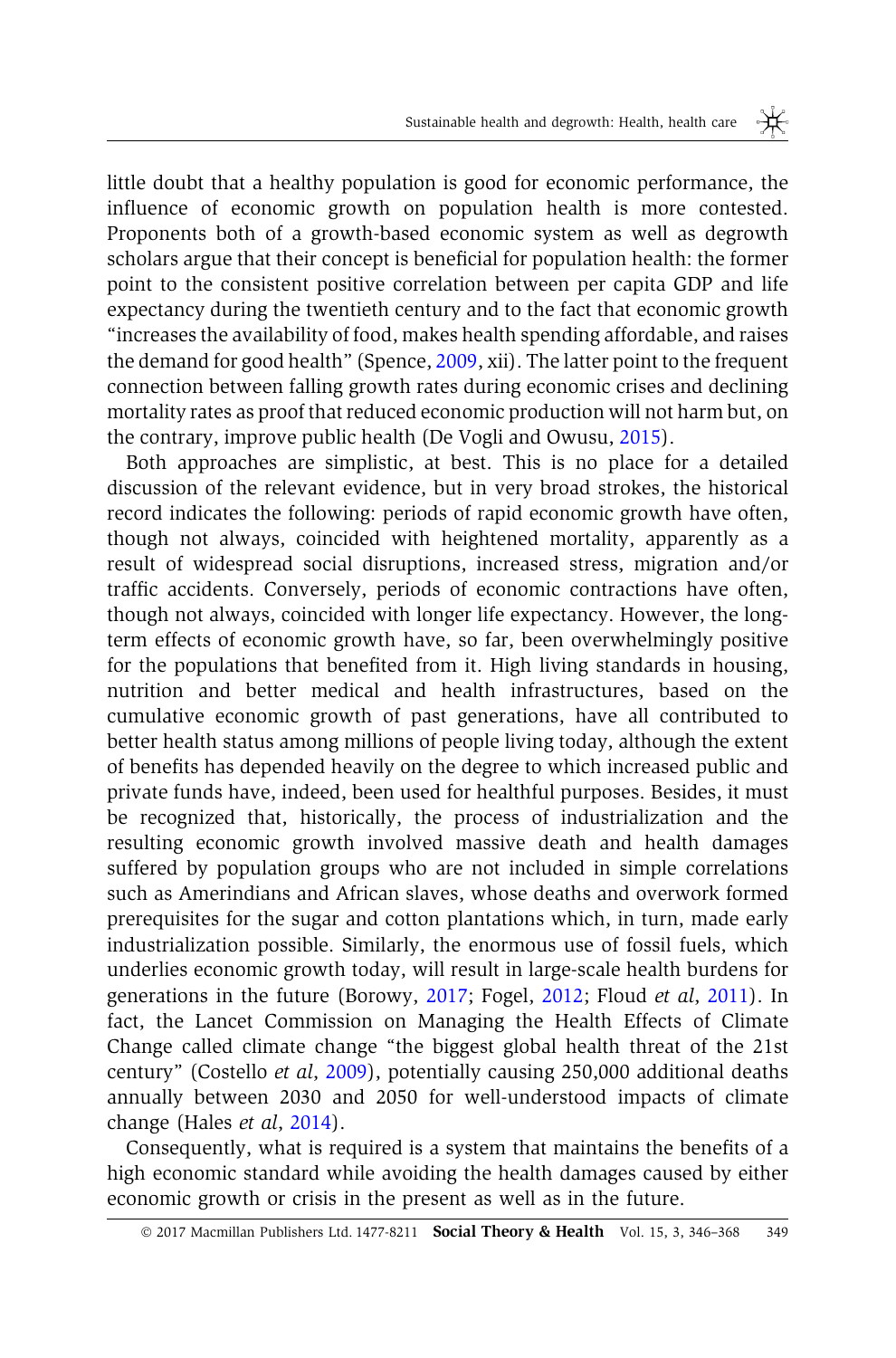little doubt that a healthy population is good for economic performance, the influence of economic growth on population health is more contested. Proponents both of a growth-based economic system as well as degrowth scholars argue that their concept is beneficial for population health: the former point to the consistent positive correlation between per capita GDP and life expectancy during the twentieth century and to the fact that economic growth "increases the availability of food, makes health spending affordable, and raises the demand for good health" (Spence, 2009, xii). The latter point to the frequent connection between falling growth rates during economic crises and declining mortality rates as proof that reduced economic production will not harm but, on the contrary, improve public health (De Vogli and Owusu, 2015).

Both approaches are simplistic, at best. This is no place for a detailed discussion of the relevant evidence, but in very broad strokes, the historical record indicates the following: periods of rapid economic growth have often, though not always, coincided with heightened mortality, apparently as a result of widespread social disruptions, increased stress, migration and/or traffic accidents. Conversely, periods of economic contractions have often, though not always, coincided with longer life expectancy. However, the long-term effects of economic growth have, so far, been overwhelmingly positive for the populations that benefited from it. High living standards in housing, nutrition and better medical and health infrastructures, based on the cumulative economic growth of past generations, have all contributed to better health status among millions of people living today, although the extent of benefits has depended heavily on the degree to which increased public and private funds have, indeed, been used for healthful purposes. Besides, it must be recognized that, historically, the process of industrialization and the resulting economic growth involved massive death and health damages suffered by population groups who are not included in simple correlations such as Amerindians and African slaves, whose deaths and overwork formed prerequisites for the sugar and cotton plantations which, in turn, made early industrialization possible. Similarly, the enormous use of fossil fuels, which underlies economic growth today, will result in large-scale health burdens for generations in the future (Borowy, 2017; Fogel, 2012; Floud *et al*, 2011). In fact, the Lancet Commission on Managing the Health Effects of Climate Change called climate change "the biggest global health threat of the 21st century" (Costello *et al*, 2009), potentially causing 250,000 additional deaths annually between 2030 and 2050 for well-understood impacts of climate change (Hales *et al*, 2014).

Consequently, what is required is a system that maintains the benefits of a high economic standard while avoiding the health damages caused by either economic growth or crisis in the present as well as in the future.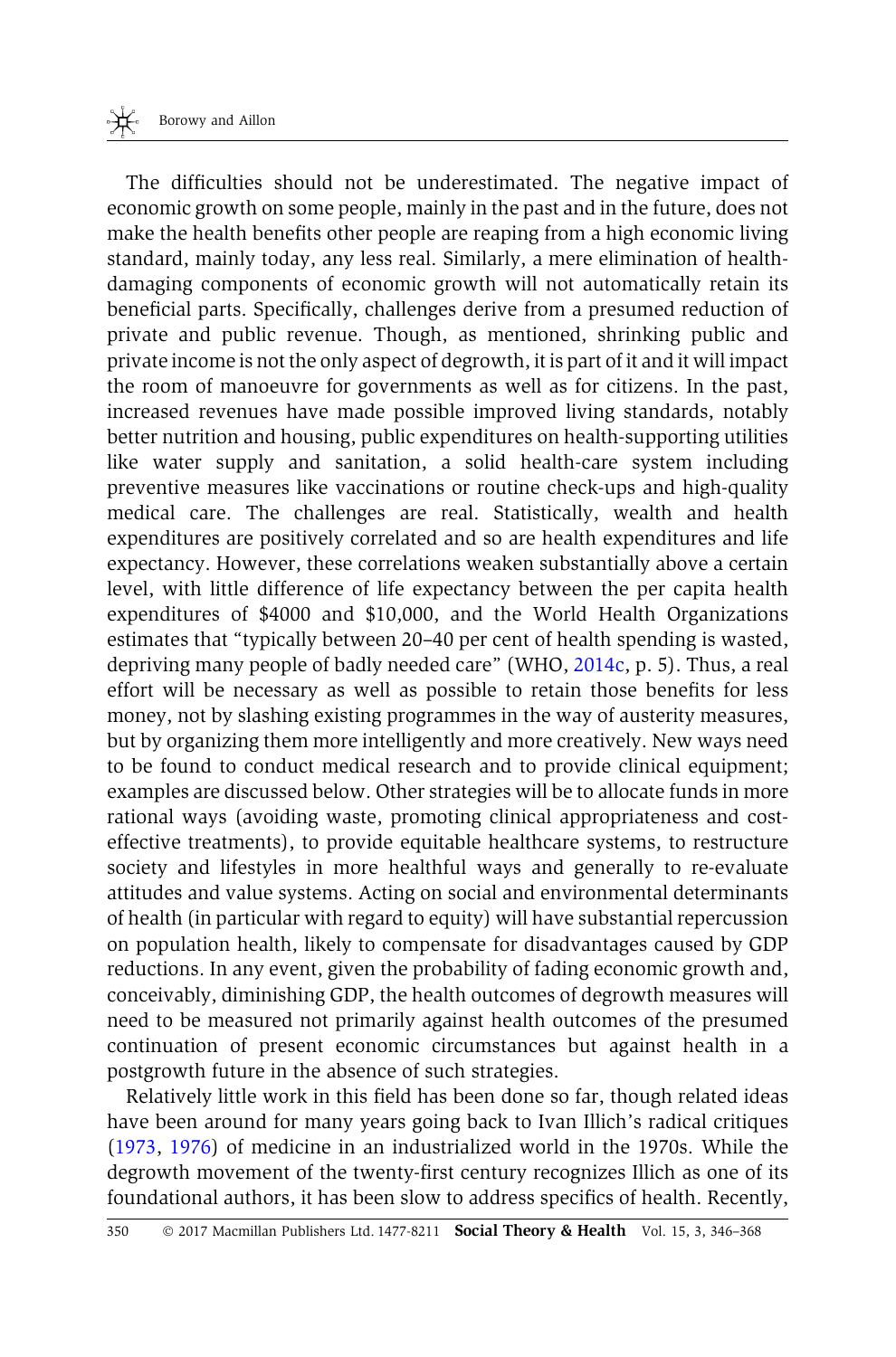The difficulties should not be underestimated. The negative impact of economic growth on some people, mainly in the past and in the future, does not make the health benefits other people are reaping from a high economic living standard, mainly today, any less real. Similarly, a mere elimination of health-damaging components of economic growth will not automatically retain its beneficial parts. Specifically, challenges derive from a presumed reduction of private and public revenue. Though, as mentioned, shrinking public and private income is not the only aspect of degrowth, it is part of it and it will impact the room of manoeuvre for governments as well as for citizens. In the past, increased revenues have made possible improved living standards, notably better nutrition and housing, public expenditures on health-supporting utilities like water supply and sanitation, a solid health-care system including preventive measures like vaccinations or routine check-ups and high-quality medical care. The challenges are real. Statistically, wealth and health expenditures are positively correlated and so are health expenditures and life expectancy. However, these correlations weaken substantially above a certain level, with little difference of life expectancy between the per capita health expenditures of \$4000 and \$10,000, and the World Health Organizations estimates that "typically between 20–40 per cent of health spending is wasted, depriving many people of badly needed care" (WHO, 2014c, p. 5). Thus, a real effort will be necessary as well as possible to retain those benefits for less money, not by slashing existing programmes in the way of austerity measures, but by organizing them more intelligently and more creatively. New ways need to be found to conduct medical research and to provide clinical equipment; examples are discussed below. Other strategies will be to allocate funds in more rational ways (avoiding waste, promoting clinical appropriateness and cost-effective treatments), to provide equitable healthcare systems, to restructure society and lifestyles in more healthful ways and generally to re-evaluate attitudes and value systems. Acting on social and environmental determinants of health (in particular with regard to equity) will have substantial repercussion on population health, likely to compensate for disadvantages caused by GDP reductions. In any event, given the probability of fading economic growth and, conceivably, diminishing GDP, the health outcomes of degrowth measures will need to be measured not primarily against health outcomes of the presumed continuation of present economic circumstances but against health in a postgrowth future in the absence of such strategies.

Relatively little work in this field has been done so far, though related ideas have been around for many years going back to Ivan Illich's radical critiques (1973, 1976) of medicine in an industrialized world in the 1970s. While the degrowth movement of the twenty-first century recognizes Illich as one of its foundational authors, it has been slow to address specifics of health. Recently,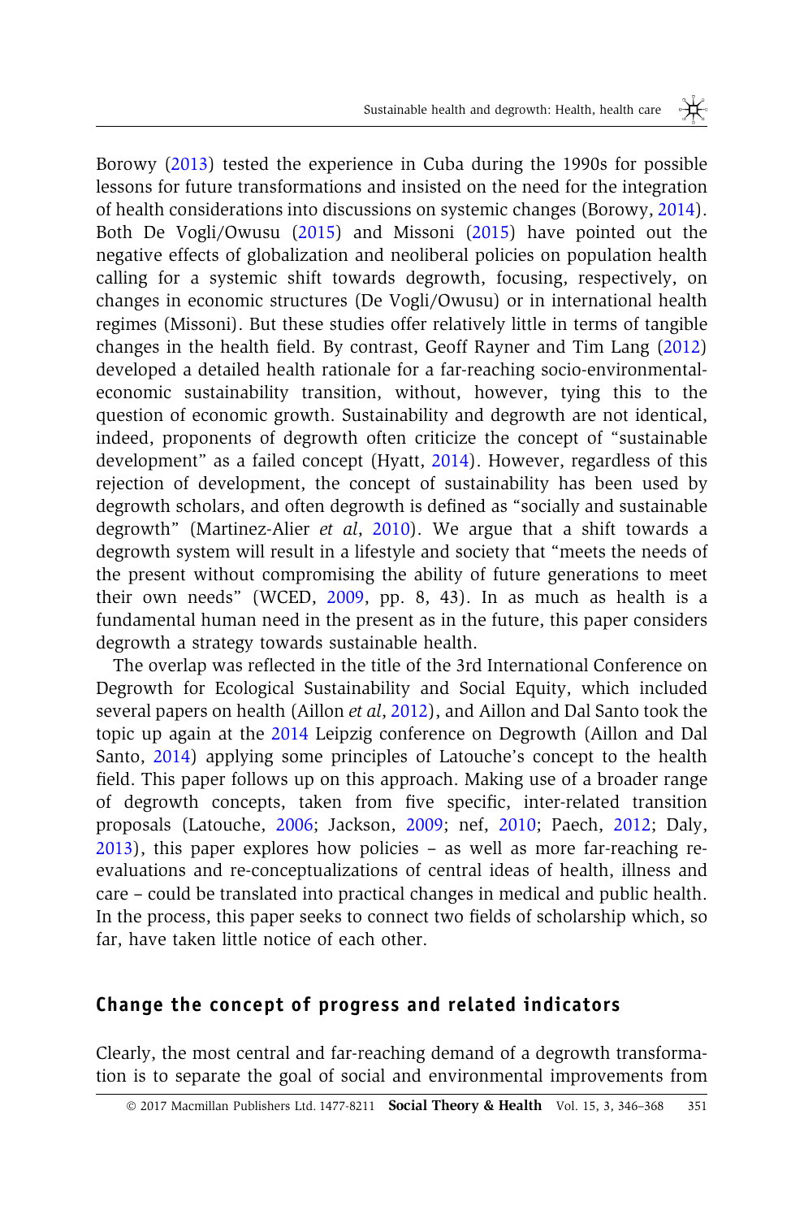Borowy (2013) tested the experience in Cuba during the 1990s for possible lessons for future transformations and insisted on the need for the integration of health considerations into discussions on systemic changes (Borowy, 2014). Both De Vogli/Owusu (2015) and Missoni (2015) have pointed out the negative effects of globalization and neoliberal policies on population health calling for a systemic shift towards degrowth, focusing, respectively, on changes in economic structures (De Vogli/Owusu) or in international health regimes (Missoni). But these studies offer relatively little in terms of tangible changes in the health field. By contrast, Geoff Rayner and Tim Lang (2012) developed a detailed health rationale for a far-reaching socio-environmental-economic sustainability transition, without, however, tying this to the question of economic growth. Sustainability and degrowth are not identical, indeed, proponents of degrowth often criticize the concept of "sustainable development" as a failed concept (Hyatt, 2014). However, regardless of this rejection of development, the concept of sustainability has been used by degrowth scholars, and often degrowth is defined as "socially and sustainable degrowth" (Martinez-Alier *et al*, 2010). We argue that a shift towards a degrowth system will result in a lifestyle and society that "meets the needs of the present without compromising the ability of future generations to meet their own needs" (WCED, 2009, pp. 8, 43). In as much as health is a fundamental human need in the present as in the future, this paper considers degrowth a strategy towards sustainable health.

The overlap was reflected in the title of the 3rd International Conference on Degrowth for Ecological Sustainability and Social Equity, which included several papers on health (Aillon *et al*, 2012), and Aillon and Dal Santo took the topic up again at the 2014 Leipzig conference on Degrowth (Aillon and Dal Santo, 2014) applying some principles of Latouche's concept to the health field. This paper follows up on this approach. Making use of a broader range of degrowth concepts, taken from five specific, inter-related transition proposals (Latouche, 2006; Jackson, 2009; nef, 2010; Paech, 2012; Daly, 2013), this paper explores how policies – as well as more far-reaching re-evaluations and re-conceptualizations of central ideas of health, illness and care – could be translated into practical changes in medical and public health. In the process, this paper seeks to connect two fields of scholarship which, so far, have taken little notice of each other.

## Change the concept of progress and related indicators

Clearly, the most central and far-reaching demand of a degrowth transformation is to separate the goal of social and environmental improvements from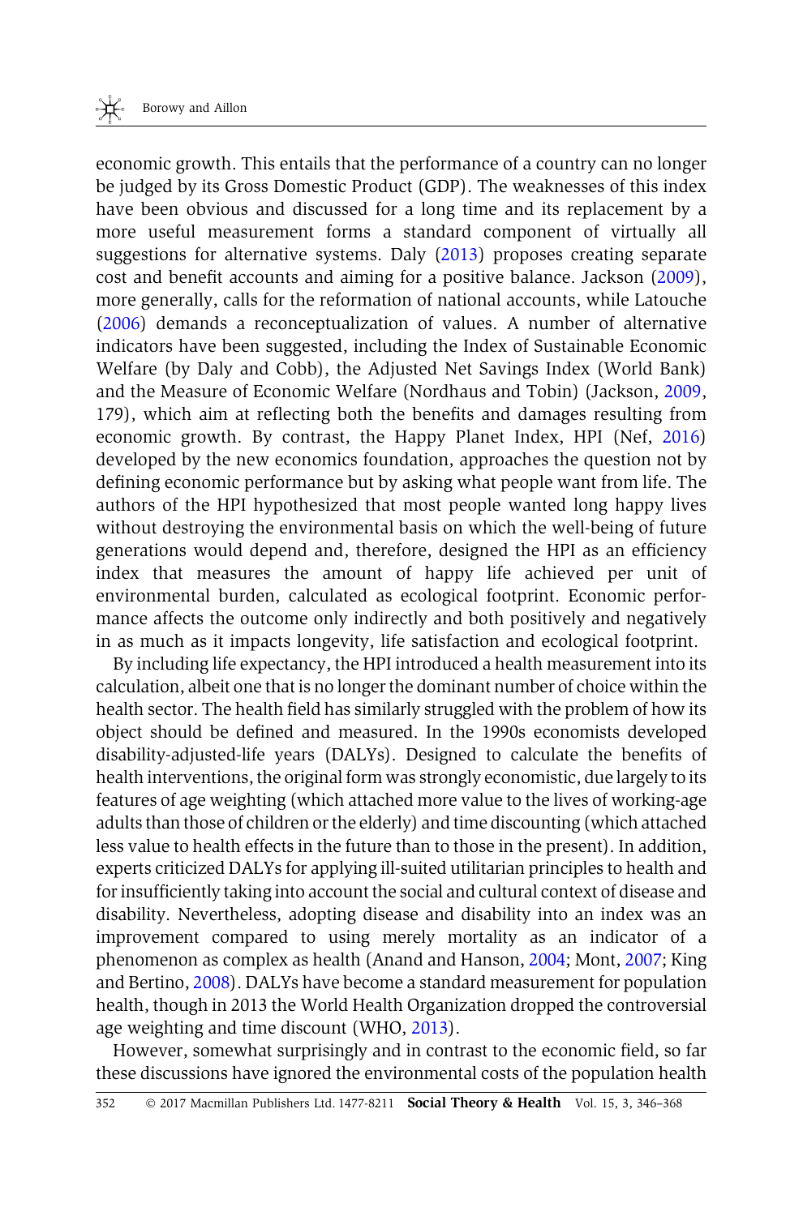economic growth. This entails that the performance of a country can no longer be judged by its Gross Domestic Product (GDP). The weaknesses of this index have been obvious and discussed for a long time and its replacement by a more useful measurement forms a standard component of virtually all suggestions for alternative systems. Daly (2013) proposes creating separate cost and benefit accounts and aiming for a positive balance. Jackson (2009), more generally, calls for the reformation of national accounts, while Latouche (2006) demands a reconceptualization of values. A number of alternative indicators have been suggested, including the Index of Sustainable Economic Welfare (by Daly and Cobb), the Adjusted Net Savings Index (World Bank) and the Measure of Economic Welfare (Nordhaus and Tobin) (Jackson, 2009, 179), which aim at reflecting both the benefits and damages resulting from economic growth. By contrast, the Happy Planet Index, HPI (Nef, 2016) developed by the new economics foundation, approaches the question not by defining economic performance but by asking what people want from life. The authors of the HPI hypothesized that most people wanted long happy lives without destroying the environmental basis on which the well-being of future generations would depend and, therefore, designed the HPI as an efficiency index that measures the amount of happy life achieved per unit of environmental burden, calculated as ecological footprint. Economic performance affects the outcome only indirectly and both positively and negatively in as much as it impacts longevity, life satisfaction and ecological footprint.

By including life expectancy, the HPI introduced a health measurement into its calculation, albeit one that is no longer the dominant number of choice within the health sector. The health field has similarly struggled with the problem of how its object should be defined and measured. In the 1990s economists developed disability-adjusted-life years (DALYs). Designed to calculate the benefits of health interventions, the original form was strongly economistic, due largely to its features of age weighting (which attached more value to the lives of working-age adults than those of children or the elderly) and time discounting (which attached less value to health effects in the future than to those in the present). In addition, experts criticized DALYs for applying ill-suited utilitarian principles to health and for insufficiently taking into account the social and cultural context of disease and disability. Nevertheless, adopting disease and disability into an index was an improvement compared to using merely mortality as an indicator of a phenomenon as complex as health (Anand and Hanson, 2004; Mont, 2007; King and Bertino, 2008). DALYs have become a standard measurement for population health, though in 2013 the World Health Organization dropped the controversial age weighting and time discount (WHO, 2013).

However, somewhat surprisingly and in contrast to the economic field, so far these discussions have ignored the environmental costs of the population health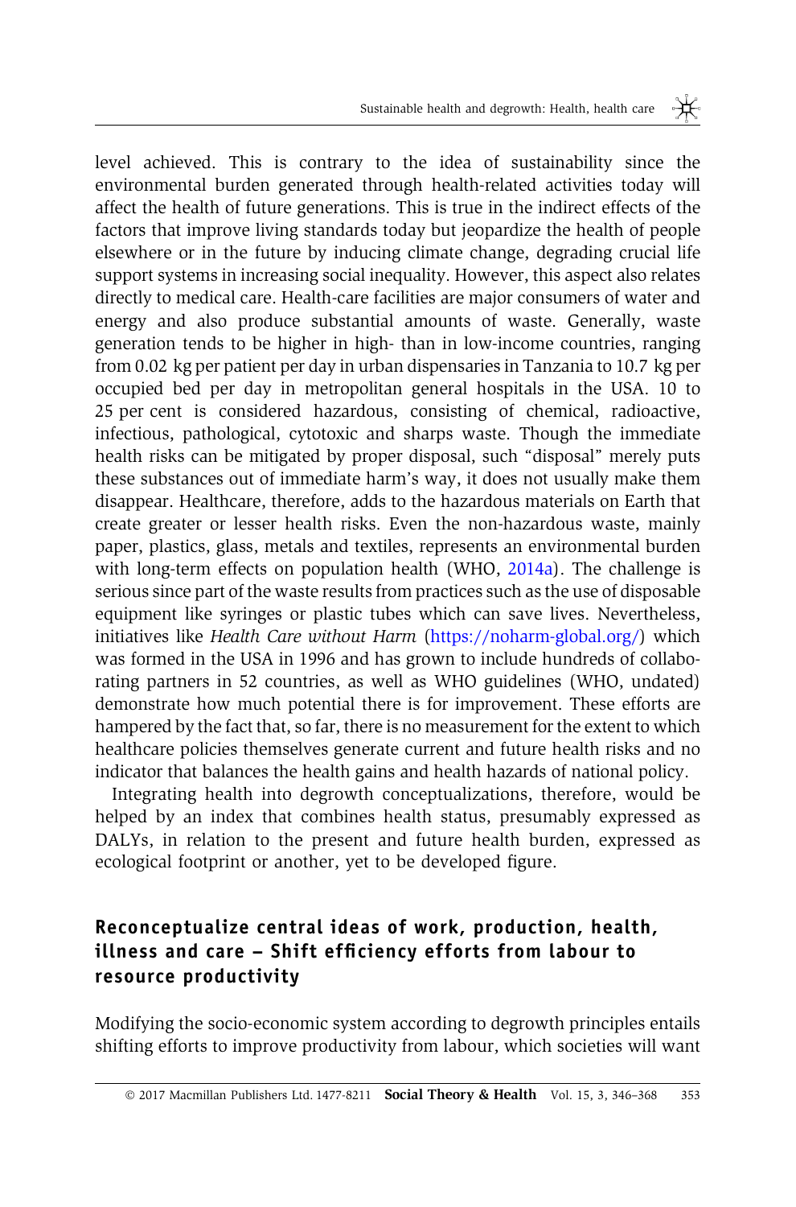level achieved. This is contrary to the idea of sustainability since the environmental burden generated through health-related activities today will affect the health of future generations. This is true in the indirect effects of the factors that improve living standards today but jeopardize the health of people elsewhere or in the future by inducing climate change, degrading crucial life support systems in increasing social inequality. However, this aspect also relates directly to medical care. Health-care facilities are major consumers of water and energy and also produce substantial amounts of waste. Generally, waste generation tends to be higher in high- than in low-income countries, ranging from 0.02 kg per patient per day in urban dispensaries in Tanzania to 10.7 kg per occupied bed per day in metropolitan general hospitals in the USA. 10 to 25 per cent is considered hazardous, consisting of chemical, radioactive, infectious, pathological, cytotoxic and sharps waste. Though the immediate health risks can be mitigated by proper disposal, such "disposal" merely puts these substances out of immediate harm's way, it does not usually make them disappear. Healthcare, therefore, adds to the hazardous materials on Earth that create greater or lesser health risks. Even the non-hazardous waste, mainly paper, plastics, glass, metals and textiles, represents an environmental burden with long-term effects on population health (WHO, 2014a). The challenge is serious since part of the waste results from practices such as the use of disposable equipment like syringes or plastic tubes which can save lives. Nevertheless, initiatives like *Health Care without Harm* (https://noharm-global.org/) which was formed in the USA in 1996 and has grown to include hundreds of collaborating partners in 52 countries, as well as WHO guidelines (WHO, undated) demonstrate how much potential there is for improvement. These efforts are hampered by the fact that, so far, there is no measurement for the extent to which healthcare policies themselves generate current and future health risks and no indicator that balances the health gains and health hazards of national policy.

Integrating health into degrowth conceptualizations, therefore, would be helped by an index that combines health status, presumably expressed as DALYs, in relation to the present and future health burden, expressed as ecological footprint or another, yet to be developed figure.

## Reconceptualize central ideas of work, production, health, illness and care – Shift efficiency efforts from labour to resource productivity

Modifying the socio-economic system according to degrowth principles entails shifting efforts to improve productivity from labour, which societies will want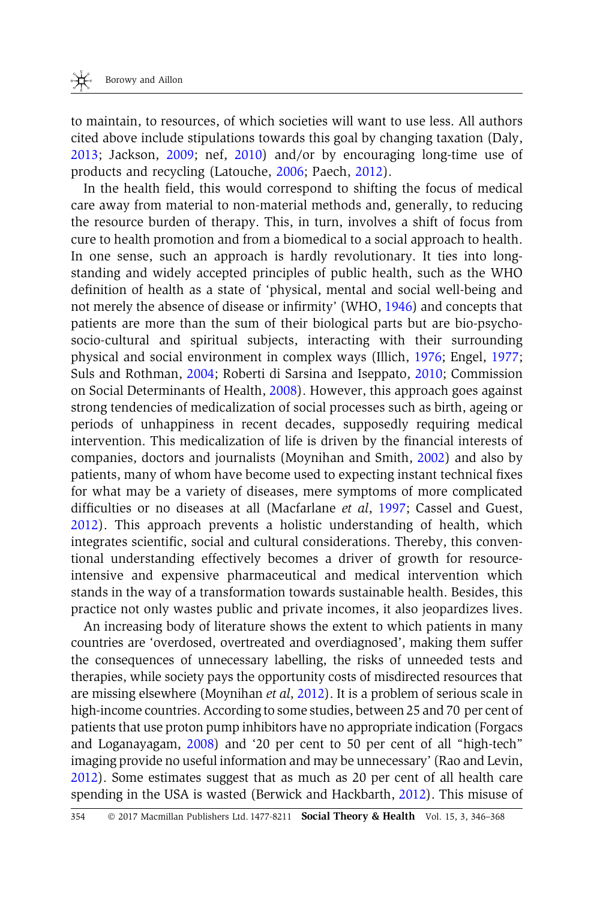to maintain, to resources, of which societies will want to use less. All authors cited above include stipulations towards this goal by changing taxation (Daly, 2013; Jackson, 2009; nef, 2010) and/or by encouraging long-time use of products and recycling (Latouche, 2006; Paech, 2012).

In the health field, this would correspond to shifting the focus of medical care away from material to non-material methods and, generally, to reducing the resource burden of therapy. This, in turn, involves a shift of focus from cure to health promotion and from a biomedical to a social approach to health. In one sense, such an approach is hardly revolutionary. It ties into long-standing and widely accepted principles of public health, such as the WHO definition of health as a state of 'physical, mental and social well-being and not merely the absence of disease or infirmity' (WHO, 1946) and concepts that patients are more than the sum of their biological parts but are bio-psycho-socio-cultural and spiritual subjects, interacting with their surrounding physical and social environment in complex ways (Illich, 1976; Engel, 1977; Suls and Rothman, 2004; Roberti di Sarsina and Iseppato, 2010; Commission on Social Determinants of Health, 2008). However, this approach goes against strong tendencies of medicalization of social processes such as birth, ageing or periods of unhappiness in recent decades, supposedly requiring medical intervention. This medicalization of life is driven by the financial interests of companies, doctors and journalists (Moynihan and Smith, 2002) and also by patients, many of whom have become used to expecting instant technical fixes for what may be a variety of diseases, mere symptoms of more complicated difficulties or no diseases at all (Macfarlane *et al*, 1997; Cassel and Guest, 2012). This approach prevents a holistic understanding of health, which integrates scientific, social and cultural considerations. Thereby, this conventional understanding effectively becomes a driver of growth for resource-intensive and expensive pharmaceutical and medical intervention which stands in the way of a transformation towards sustainable health. Besides, this practice not only wastes public and private incomes, it also jeopardizes lives.

An increasing body of literature shows the extent to which patients in many countries are 'overdosed, overtreated and overdiagnosed', making them suffer the consequences of unnecessary labelling, the risks of unneeded tests and therapies, while society pays the opportunity costs of misdirected resources that are missing elsewhere (Moynihan *et al*, 2012). It is a problem of serious scale in high-income countries. According to some studies, between 25 and 70 per cent of patients that use proton pump inhibitors have no appropriate indication (Forgacs and Loganayagam, 2008) and '20 per cent to 50 per cent of all "high-tech" imaging provide no useful information and may be unnecessary' (Rao and Levin, 2012). Some estimates suggest that as much as 20 per cent of all health care spending in the USA is wasted (Berwick and Hackbarth, 2012). This misuse of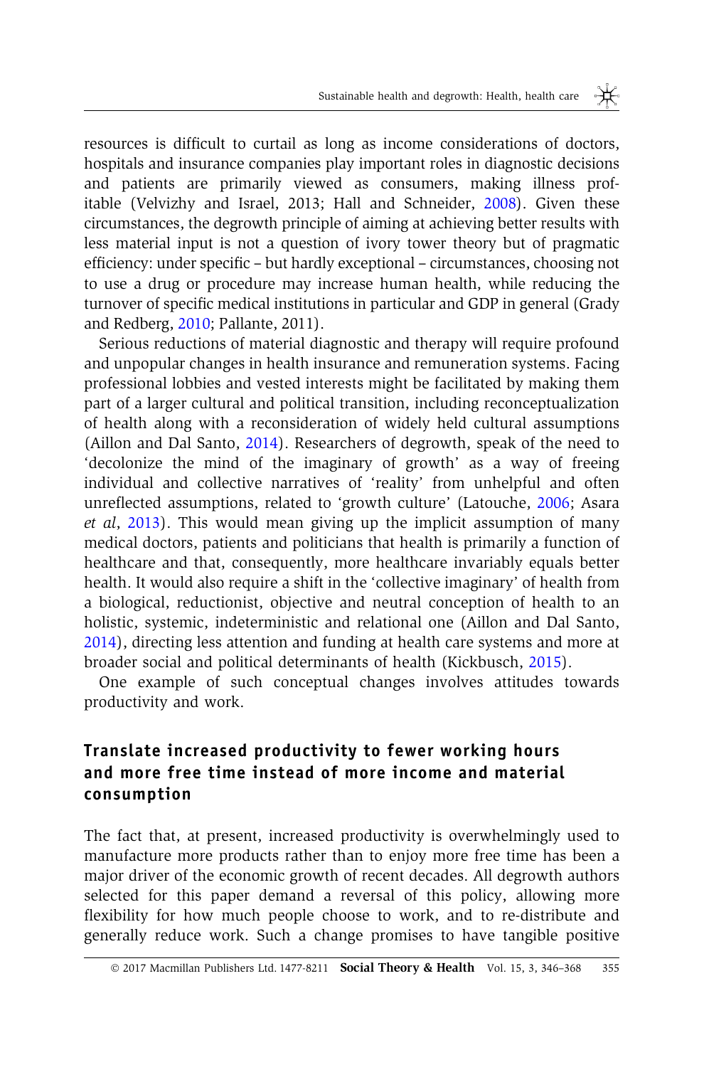resources is difficult to curtail as long as income considerations of doctors, hospitals and insurance companies play important roles in diagnostic decisions and patients are primarily viewed as consumers, making illness profitable (Velvizhy and Israel, 2013; Hall and Schneider, 2008). Given these circumstances, the degrowth principle of aiming at achieving better results with less material input is not a question of ivory tower theory but of pragmatic efficiency: under specific – but hardly exceptional – circumstances, choosing not to use a drug or procedure may increase human health, while reducing the turnover of specific medical institutions in particular and GDP in general (Grady and Redberg, 2010; Pallante, 2011).

Serious reductions of material diagnostic and therapy will require profound and unpopular changes in health insurance and remuneration systems. Facing professional lobbies and vested interests might be facilitated by making them part of a larger cultural and political transition, including reconceptualization of health along with a reconsideration of widely held cultural assumptions (Aillon and Dal Santo, 2014). Researchers of degrowth, speak of the need to 'decolonize the mind of the imaginary of growth' as a way of freeing individual and collective narratives of 'reality' from unhelpful and often unreflected assumptions, related to 'growth culture' (Latouche, 2006; Asara *et al*, 2013). This would mean giving up the implicit assumption of many medical doctors, patients and politicians that health is primarily a function of healthcare and that, consequently, more healthcare invariably equals better health. It would also require a shift in the 'collective imaginary' of health from a biological, reductionist, objective and neutral conception of health to an holistic, systemic, indeterministic and relational one (Aillon and Dal Santo, 2014), directing less attention and funding at health care systems and more at broader social and political determinants of health (Kickbusch, 2015).

One example of such conceptual changes involves attitudes towards productivity and work.

## Translate increased productivity to fewer working hours and more free time instead of more income and material consumption

The fact that, at present, increased productivity is overwhelmingly used to manufacture more products rather than to enjoy more free time has been a major driver of the economic growth of recent decades. All degrowth authors selected for this paper demand a reversal of this policy, allowing more flexibility for how much people choose to work, and to re-distribute and generally reduce work. Such a change promises to have tangible positive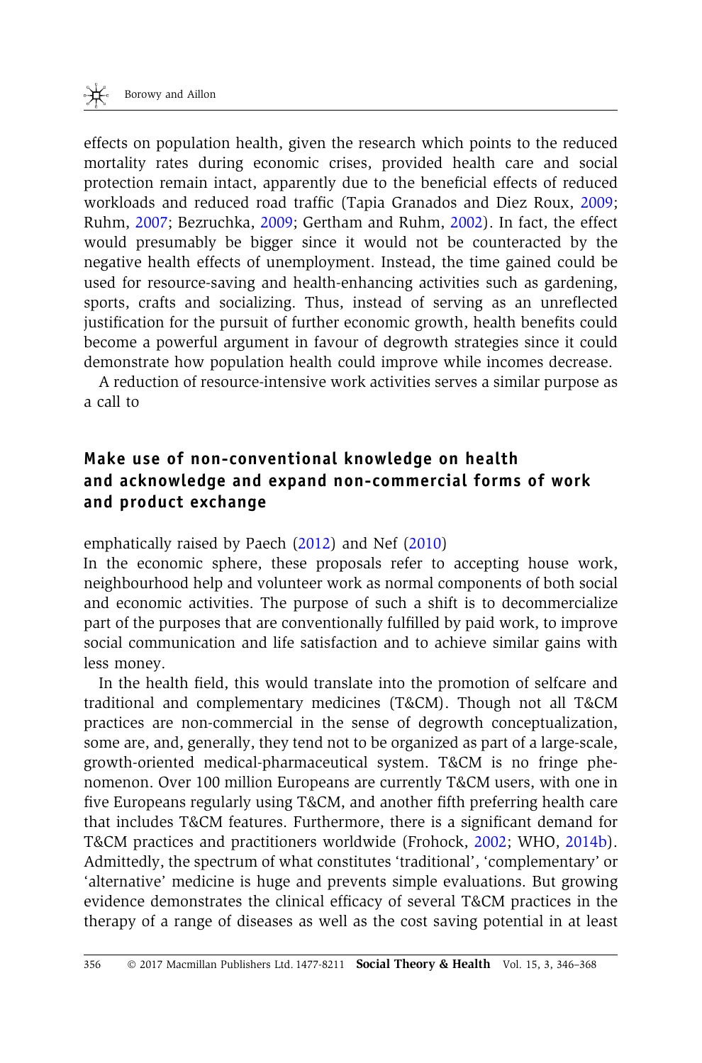effects on population health, given the research which points to the reduced mortality rates during economic crises, provided health care and social protection remain intact, apparently due to the beneficial effects of reduced workloads and reduced road traffic (Tapia Granados and Diez Roux, 2009; Ruhm, 2007; Bezruchka, 2009; Gertham and Ruhm, 2002). In fact, the effect would presumably be bigger since it would not be counteracted by the negative health effects of unemployment. Instead, the time gained could be used for resource-saving and health-enhancing activities such as gardening, sports, crafts and socializing. Thus, instead of serving as an unreflected justification for the pursuit of further economic growth, health benefits could become a powerful argument in favour of degrowth strategies since it could demonstrate how population health could improve while incomes decrease.

A reduction of resource-intensive work activities serves a similar purpose as a call to

## Make use of non-conventional knowledge on health and acknowledge and expand non-commercial forms of work and product exchange

emphatically raised by Paech (2012) and Nef (2010)

In the economic sphere, these proposals refer to accepting house work, neighbourhood help and volunteer work as normal components of both social and economic activities. The purpose of such a shift is to decommercialize part of the purposes that are conventionally fulfilled by paid work, to improve social communication and life satisfaction and to achieve similar gains with less money.

In the health field, this would translate into the promotion of selfcare and traditional and complementary medicines (T&CM). Though not all T&CM practices are non-commercial in the sense of degrowth conceptualization, some are, and, generally, they tend not to be organized as part of a large-scale, growth-oriented medical-pharmaceutical system. T&CM is no fringe phenomenon. Over 100 million Europeans are currently T&CM users, with one in five Europeans regularly using T&CM, and another fifth preferring health care that includes T&CM features. Furthermore, there is a significant demand for T&CM practices and practitioners worldwide (Frohock, 2002; WHO, 2014b). Admittedly, the spectrum of what constitutes 'traditional', 'complementary' or 'alternative' medicine is huge and prevents simple evaluations. But growing evidence demonstrates the clinical efficacy of several T&CM practices in the therapy of a range of diseases as well as the cost saving potential in at least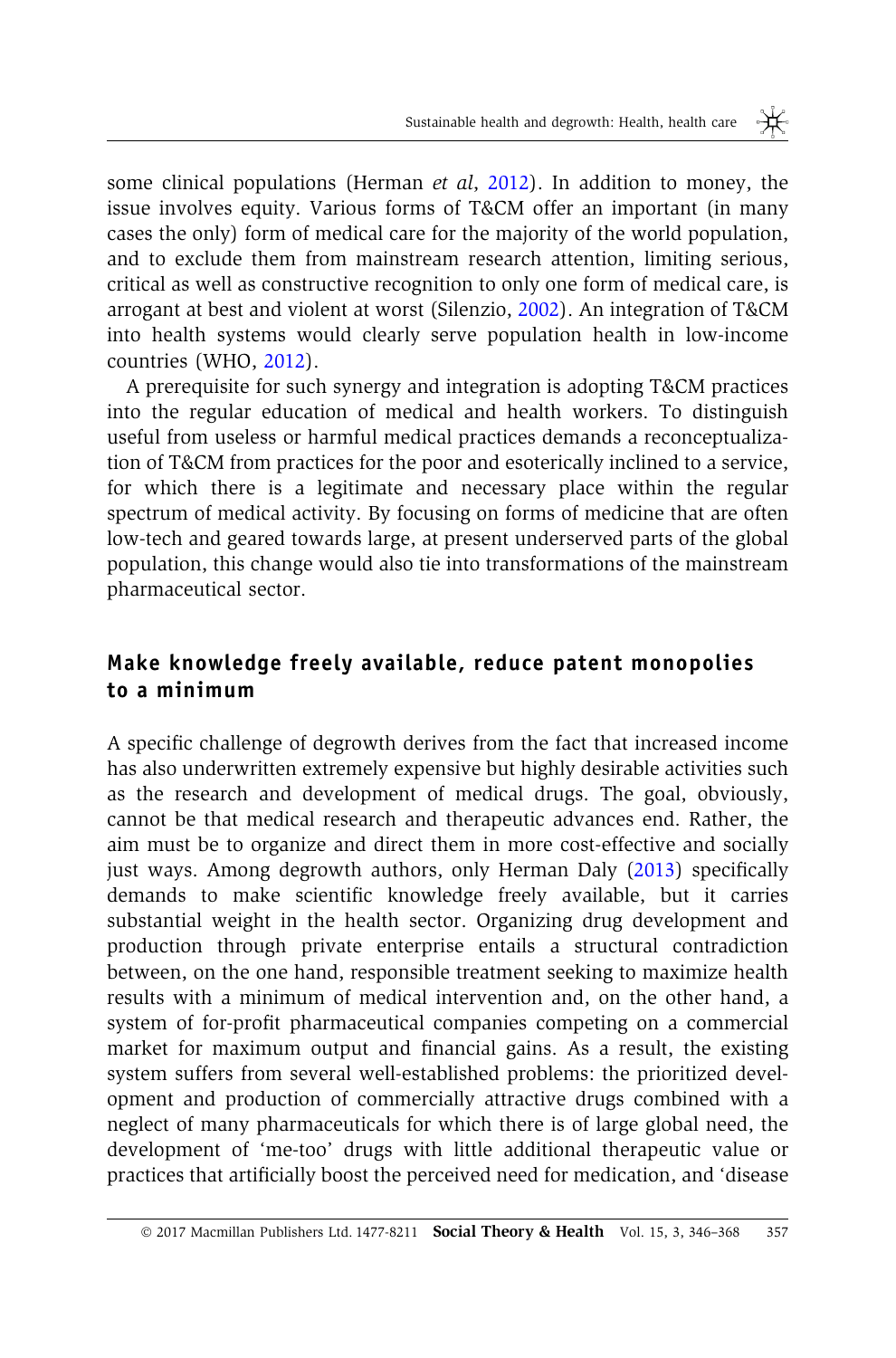some clinical populations (Herman *et al*, 2012). In addition to money, the issue involves equity. Various forms of T&CM offer an important (in many cases the only) form of medical care for the majority of the world population, and to exclude them from mainstream research attention, limiting serious, critical as well as constructive recognition to only one form of medical care, is arrogant at best and violent at worst (Silenzio, 2002). An integration of T&CM into health systems would clearly serve population health in low-income countries (WHO, 2012).

A prerequisite for such synergy and integration is adopting T&CM practices into the regular education of medical and health workers. To distinguish useful from useless or harmful medical practices demands a reconceptualization of T&CM from practices for the poor and esoterically inclined to a service, for which there is a legitimate and necessary place within the regular spectrum of medical activity. By focusing on forms of medicine that are often low-tech and geared towards large, at present underserved parts of the global population, this change would also tie into transformations of the mainstream pharmaceutical sector.

## Make knowledge freely available, reduce patent monopolies to a minimum

A specific challenge of degrowth derives from the fact that increased income has also underwritten extremely expensive but highly desirable activities such as the research and development of medical drugs. The goal, obviously, cannot be that medical research and therapeutic advances end. Rather, the aim must be to organize and direct them in more cost-effective and socially just ways. Among degrowth authors, only Herman Daly (2013) specifically demands to make scientific knowledge freely available, but it carries substantial weight in the health sector. Organizing drug development and production through private enterprise entails a structural contradiction between, on the one hand, responsible treatment seeking to maximize health results with a minimum of medical intervention and, on the other hand, a system of for-profit pharmaceutical companies competing on a commercial market for maximum output and financial gains. As a result, the existing system suffers from several well-established problems: the prioritized development and production of commercially attractive drugs combined with a neglect of many pharmaceuticals for which there is of large global need, the development of 'me-too' drugs with little additional therapeutic value or practices that artificially boost the perceived need for medication, and 'disease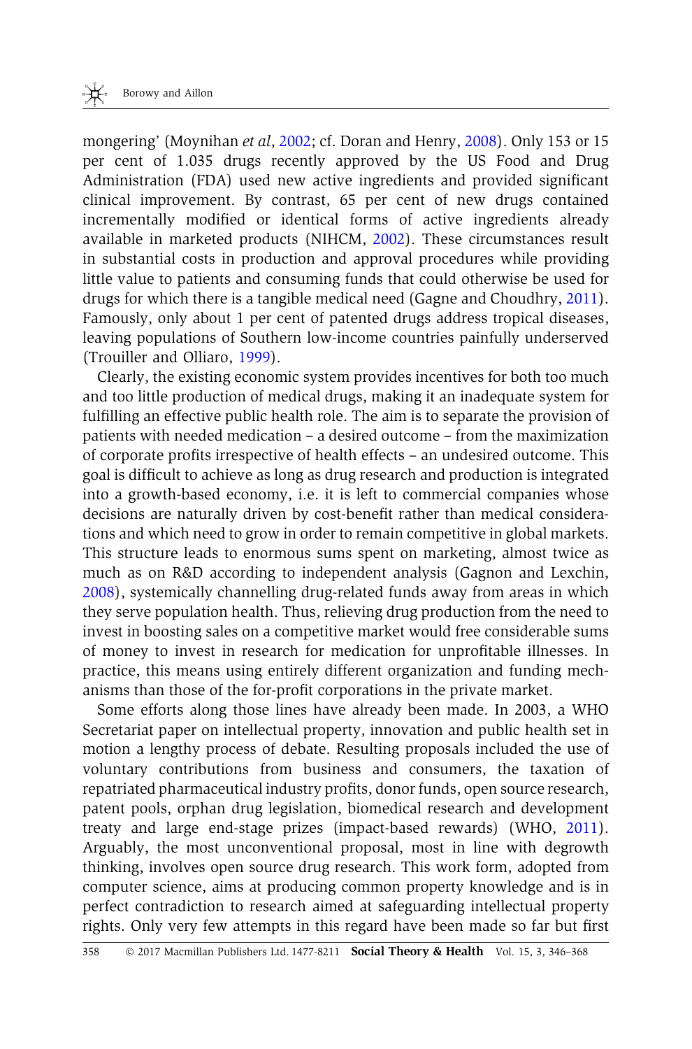mongering' (Moynihan *et al*, 2002; cf. Doran and Henry, 2008). Only 153 or 15 per cent of 1.035 drugs recently approved by the US Food and Drug Administration (FDA) used new active ingredients and provided significant clinical improvement. By contrast, 65 per cent of new drugs contained incrementally modified or identical forms of active ingredients already available in marketed products (NIHCM, 2002). These circumstances result in substantial costs in production and approval procedures while providing little value to patients and consuming funds that could otherwise be used for drugs for which there is a tangible medical need (Gagne and Choudhry, 2011). Famously, only about 1 per cent of patented drugs address tropical diseases, leaving populations of Southern low-income countries painfully underserved (Trouiller and Olliaro, 1999).

Clearly, the existing economic system provides incentives for both too much and too little production of medical drugs, making it an inadequate system for fulfilling an effective public health role. The aim is to separate the provision of patients with needed medication – a desired outcome – from the maximization of corporate profits irrespective of health effects – an undesired outcome. This goal is difficult to achieve as long as drug research and production is integrated into a growth-based economy, i.e. it is left to commercial companies whose decisions are naturally driven by cost-benefit rather than medical considerations and which need to grow in order to remain competitive in global markets. This structure leads to enormous sums spent on marketing, almost twice as much as on R&D according to independent analysis (Gagnon and Lexchin, 2008), systemically channelling drug-related funds away from areas in which they serve population health. Thus, relieving drug production from the need to invest in boosting sales on a competitive market would free considerable sums of money to invest in research for medication for unprofitable illnesses. In practice, this means using entirely different organization and funding mechanisms than those of the for-profit corporations in the private market.

Some efforts along those lines have already been made. In 2003, a WHO Secretariat paper on intellectual property, innovation and public health set in motion a lengthy process of debate. Resulting proposals included the use of voluntary contributions from business and consumers, the taxation of repatriated pharmaceutical industry profits, donor funds, open source research, patent pools, orphan drug legislation, biomedical research and development treaty and large end-stage prizes (impact-based rewards) (WHO, 2011). Arguably, the most unconventional proposal, most in line with degrowth thinking, involves open source drug research. This work form, adopted from computer science, aims at producing common property knowledge and is in perfect contradiction to research aimed at safeguarding intellectual property rights. Only very few attempts in this regard have been made so far but first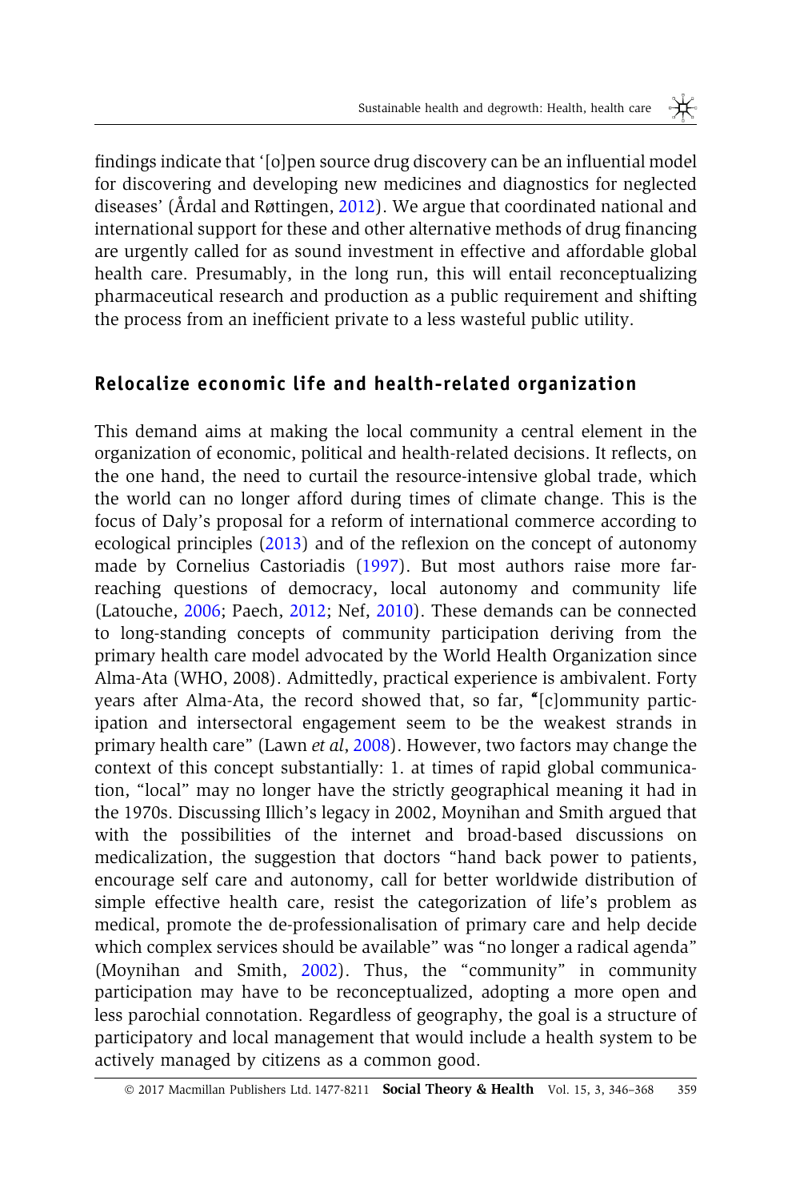findings indicate that '[o]pen source drug discovery can be an influential model for discovering and developing new medicines and diagnostics for neglected diseases' (Årdal and Røttingen, 2012). We argue that coordinated national and international support for these and other alternative methods of drug financing are urgently called for as sound investment in effective and affordable global health care. Presumably, in the long run, this will entail reconceptualizing pharmaceutical research and production as a public requirement and shifting the process from an inefficient private to a less wasteful public utility.

## Relocalize economic life and health-related organization

This demand aims at making the local community a central element in the organization of economic, political and health-related decisions. It reflects, on the one hand, the need to curtail the resource-intensive global trade, which the world can no longer afford during times of climate change. This is the focus of Daly's proposal for a reform of international commerce according to ecological principles (2013) and of the reflexion on the concept of autonomy made by Cornelius Castoriadis (1997). But most authors raise more far-reaching questions of democracy, local autonomy and community life (Latouche, 2006; Paech, 2012; Nef, 2010). These demands can be connected to long-standing concepts of community participation deriving from the primary health care model advocated by the World Health Organization since Alma-Ata (WHO, 2008). Admittedly, practical experience is ambivalent. Forty years after Alma-Ata, the record showed that, so far, "[c]ommunity participation and intersectoral engagement seem to be the weakest strands in primary health care" (Lawn *et al*, 2008). However, two factors may change the context of this concept substantially: 1. at times of rapid global communication, "local" may no longer have the strictly geographical meaning it had in the 1970s. Discussing Illich's legacy in 2002, Moynihan and Smith argued that with the possibilities of the internet and broad-based discussions on medicalization, the suggestion that doctors "hand back power to patients, encourage self care and autonomy, call for better worldwide distribution of simple effective health care, resist the categorization of life's problem as medical, promote the de-professionalisation of primary care and help decide which complex services should be available" was "no longer a radical agenda" (Moynihan and Smith, 2002). Thus, the "community" in community participation may have to be reconceptualized, adopting a more open and less parochial connotation. Regardless of geography, the goal is a structure of participatory and local management that would include a health system to be actively managed by citizens as a common good.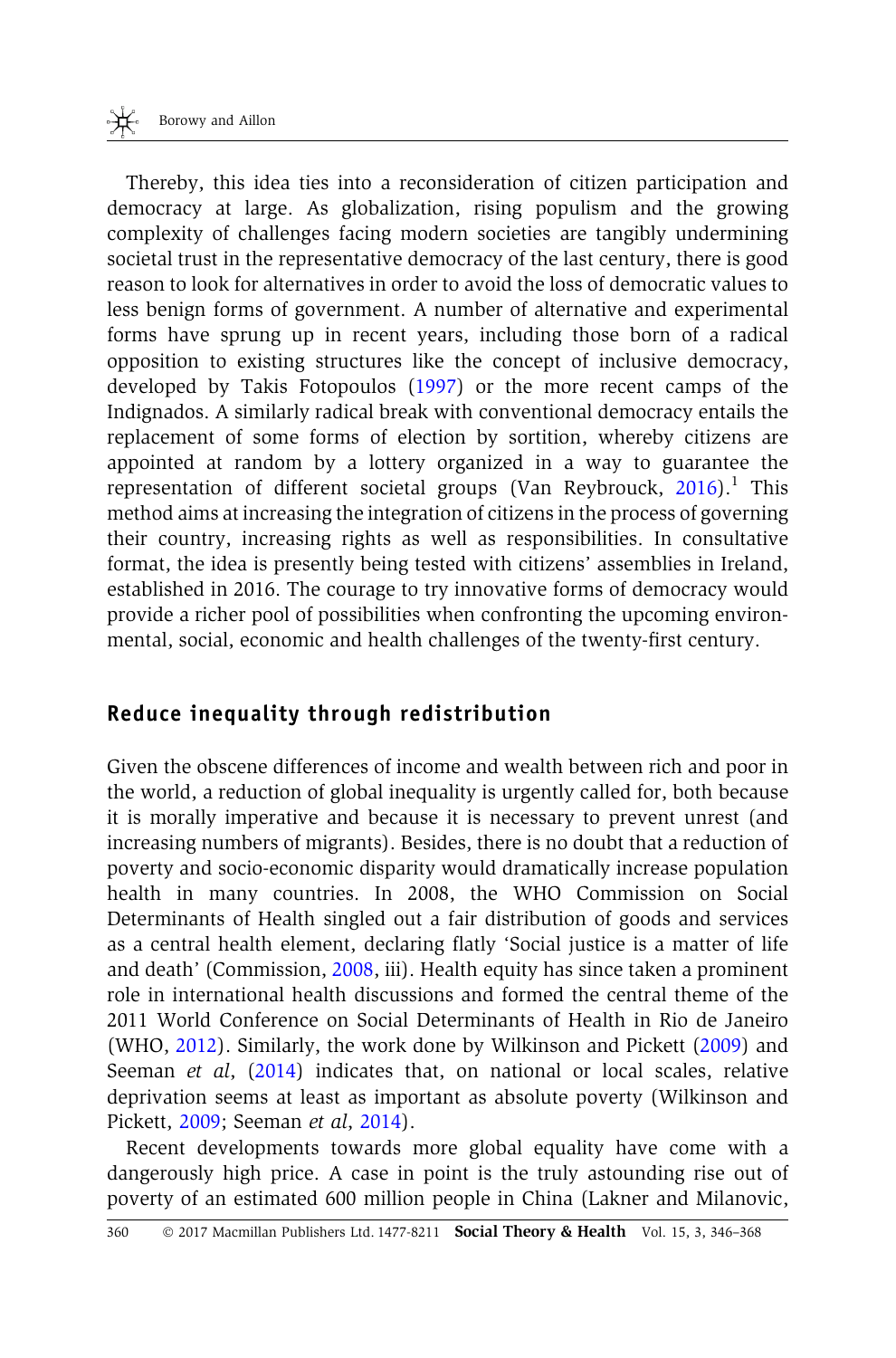Thereby, this idea ties into a reconsideration of citizen participation and democracy at large. As globalization, rising populism and the growing complexity of challenges facing modern societies are tangibly undermining societal trust in the representative democracy of the last century, there is good reason to look for alternatives in order to avoid the loss of democratic values to less benign forms of government. A number of alternative and experimental forms have sprung up in recent years, including those born of a radical opposition to existing structures like the concept of inclusive democracy, developed by Takis Fotopoulos (1997) or the more recent camps of the Indignados. A similarly radical break with conventional democracy entails the replacement of some forms of election by sortition, whereby citizens are appointed at random by a lottery organized in a way to guarantee the representation of different societal groups (Van Reybrouck, 2016).[1] This method aims at increasing the integration of citizens in the process of governing their country, increasing rights as well as responsibilities. In consultative format, the idea is presently being tested with citizens' assemblies in Ireland, established in 2016. The courage to try innovative forms of democracy would provide a richer pool of possibilities when confronting the upcoming environmental, social, economic and health challenges of the twenty-first century.

## Reduce inequality through redistribution

Given the obscene differences of income and wealth between rich and poor in the world, a reduction of global inequality is urgently called for, both because it is morally imperative and because it is necessary to prevent unrest (and increasing numbers of migrants). Besides, there is no doubt that a reduction of poverty and socio-economic disparity would dramatically increase population health in many countries. In 2008, the WHO Commission on Social Determinants of Health singled out a fair distribution of goods and services as a central health element, declaring flatly 'Social justice is a matter of life and death' (Commission, 2008, iii). Health equity has since taken a prominent role in international health discussions and formed the central theme of the 2011 World Conference on Social Determinants of Health in Rio de Janeiro (WHO, 2012). Similarly, the work done by Wilkinson and Pickett (2009) and Seeman *et al*, (2014) indicates that, on national or local scales, relative deprivation seems at least as important as absolute poverty (Wilkinson and Pickett, 2009; Seeman *et al*, 2014).

Recent developments towards more global equality have come with a dangerously high price. A case in point is the truly astounding rise out of poverty of an estimated 600 million people in China (Lakner and Milanovic,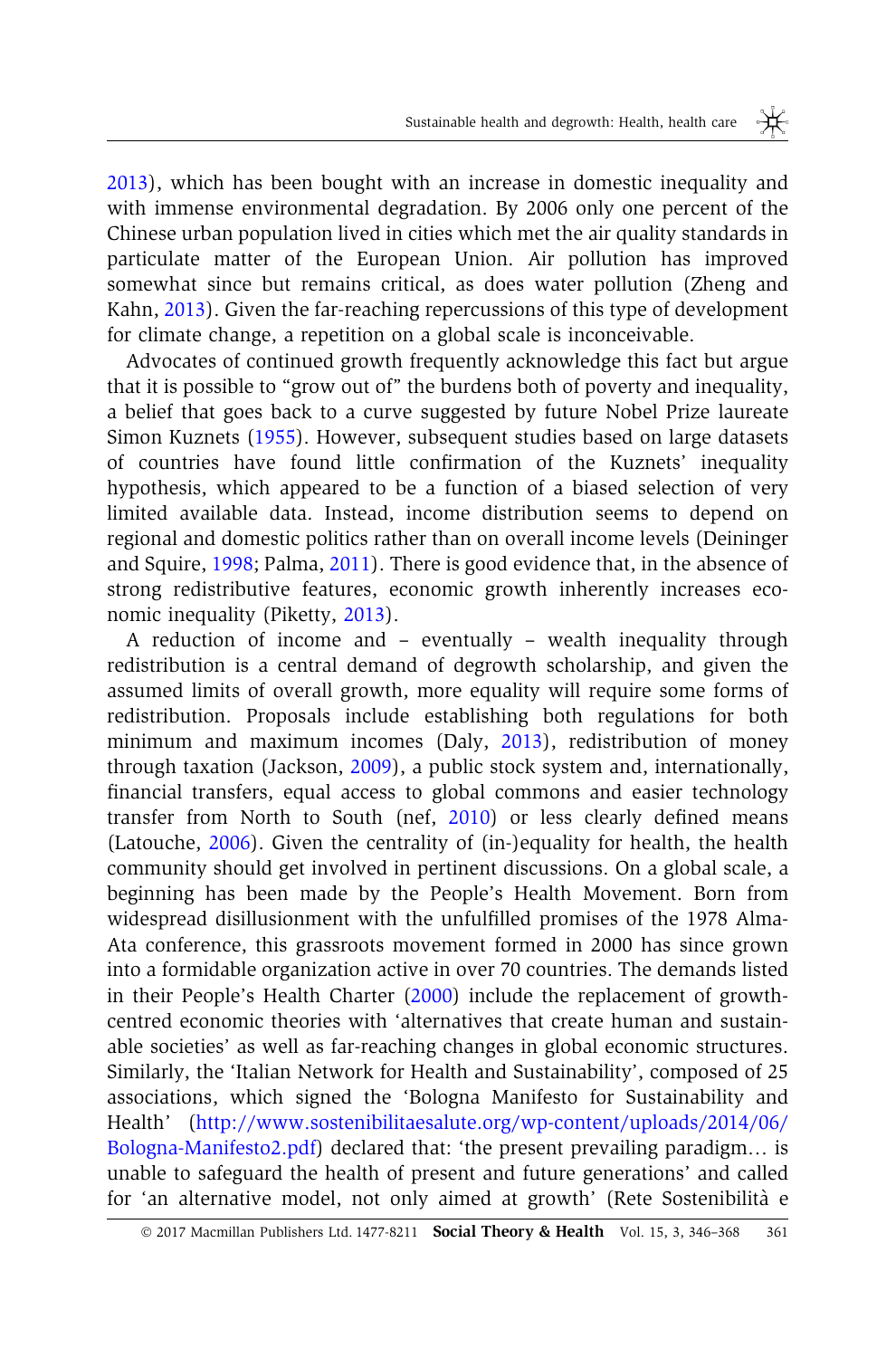2013), which has been bought with an increase in domestic inequality and with immense environmental degradation. By 2006 only one percent of the Chinese urban population lived in cities which met the air quality standards in particulate matter of the European Union. Air pollution has improved somewhat since but remains critical, as does water pollution (Zheng and Kahn, 2013). Given the far-reaching repercussions of this type of development for climate change, a repetition on a global scale is inconceivable.

Advocates of continued growth frequently acknowledge this fact but argue that it is possible to "grow out of" the burdens both of poverty and inequality, a belief that goes back to a curve suggested by future Nobel Prize laureate Simon Kuznets (1955). However, subsequent studies based on large datasets of countries have found little confirmation of the Kuznets' inequality hypothesis, which appeared to be a function of a biased selection of very limited available data. Instead, income distribution seems to depend on regional and domestic politics rather than on overall income levels (Deininger and Squire, 1998; Palma, 2011). There is good evidence that, in the absence of strong redistributive features, economic growth inherently increases economic inequality (Piketty, 2013).

A reduction of income and – eventually – wealth inequality through redistribution is a central demand of degrowth scholarship, and given the assumed limits of overall growth, more equality will require some forms of redistribution. Proposals include establishing both regulations for both minimum and maximum incomes (Daly, 2013), redistribution of money through taxation (Jackson, 2009), a public stock system and, internationally, financial transfers, equal access to global commons and easier technology transfer from North to South (nef, 2010) or less clearly defined means (Latouche, 2006). Given the centrality of (in-)equality for health, the health community should get involved in pertinent discussions. On a global scale, a beginning has been made by the People's Health Movement. Born from widespread disillusionment with the unfulfilled promises of the 1978 Alma-Ata conference, this grassroots movement formed in 2000 has since grown into a formidable organization active in over 70 countries. The demands listed in their People's Health Charter (2000) include the replacement of growth-centred economic theories with 'alternatives that create human and sustainable societies' as well as far-reaching changes in global economic structures. Similarly, the 'Italian Network for Health and Sustainability', composed of 25 associations, which signed the 'Bologna Manifesto for Sustainability and Health' (http://www.sostenibilitaesalute.org/wp-content/uploads/2014/06/Bologna-Manifesto2.pdf) declared that: 'the present prevailing paradigm… is unable to safeguard the health of present and future generations' and called for 'an alternative model, not only aimed at growth' (Rete Sostenibilità e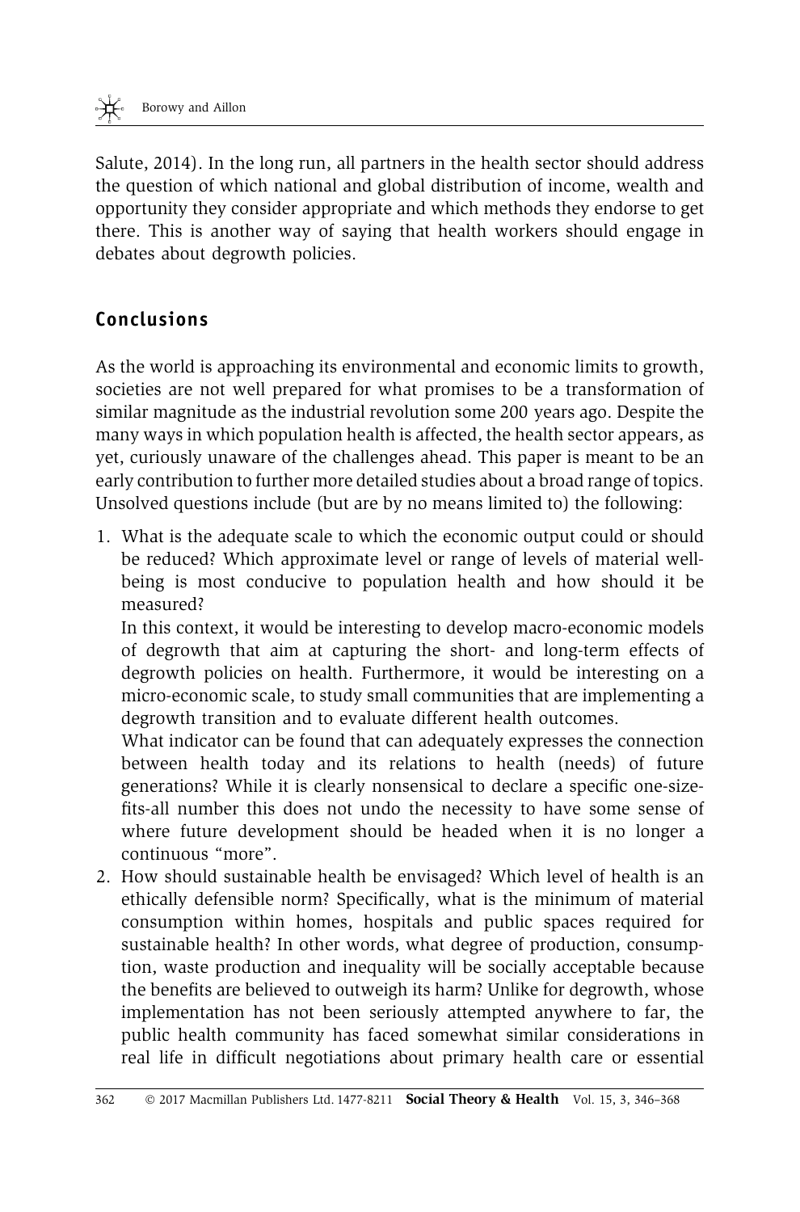Salute, 2014). In the long run, all partners in the health sector should address the question of which national and global distribution of income, wealth and opportunity they consider appropriate and which methods they endorse to get there. This is another way of saying that health workers should engage in debates about degrowth policies.

## Conclusions

As the world is approaching its environmental and economic limits to growth, societies are not well prepared for what promises to be a transformation of similar magnitude as the industrial revolution some 200 years ago. Despite the many ways in which population health is affected, the health sector appears, as yet, curiously unaware of the challenges ahead. This paper is meant to be an early contribution to further more detailed studies about a broad range of topics. Unsolved questions include (but are by no means limited to) the following:

1. What is the adequate scale to which the economic output could or should be reduced? Which approximate level or range of levels of material well-being is most conducive to population health and how should it be measured?

   In this context, it would be interesting to develop macro-economic models of degrowth that aim at capturing the short- and long-term effects of degrowth policies on health. Furthermore, it would be interesting on a micro-economic scale, to study small communities that are implementing a degrowth transition and to evaluate different health outcomes.

   What indicator can be found that can adequately expresses the connection between health today and its relations to health (needs) of future generations? While it is clearly nonsensical to declare a specific one-size-fits-all number this does not undo the necessity to have some sense of where future development should be headed when it is no longer a continuous "more".

2. How should sustainable health be envisaged? Which level of health is an ethically defensible norm? Specifically, what is the minimum of material consumption within homes, hospitals and public spaces required for sustainable health? In other words, what degree of production, consumption, waste production and inequality will be socially acceptable because the benefits are believed to outweigh its harm? Unlike for degrowth, whose implementation has not been seriously attempted anywhere to far, the public health community has faced somewhat similar considerations in real life in difficult negotiations about primary health care or essential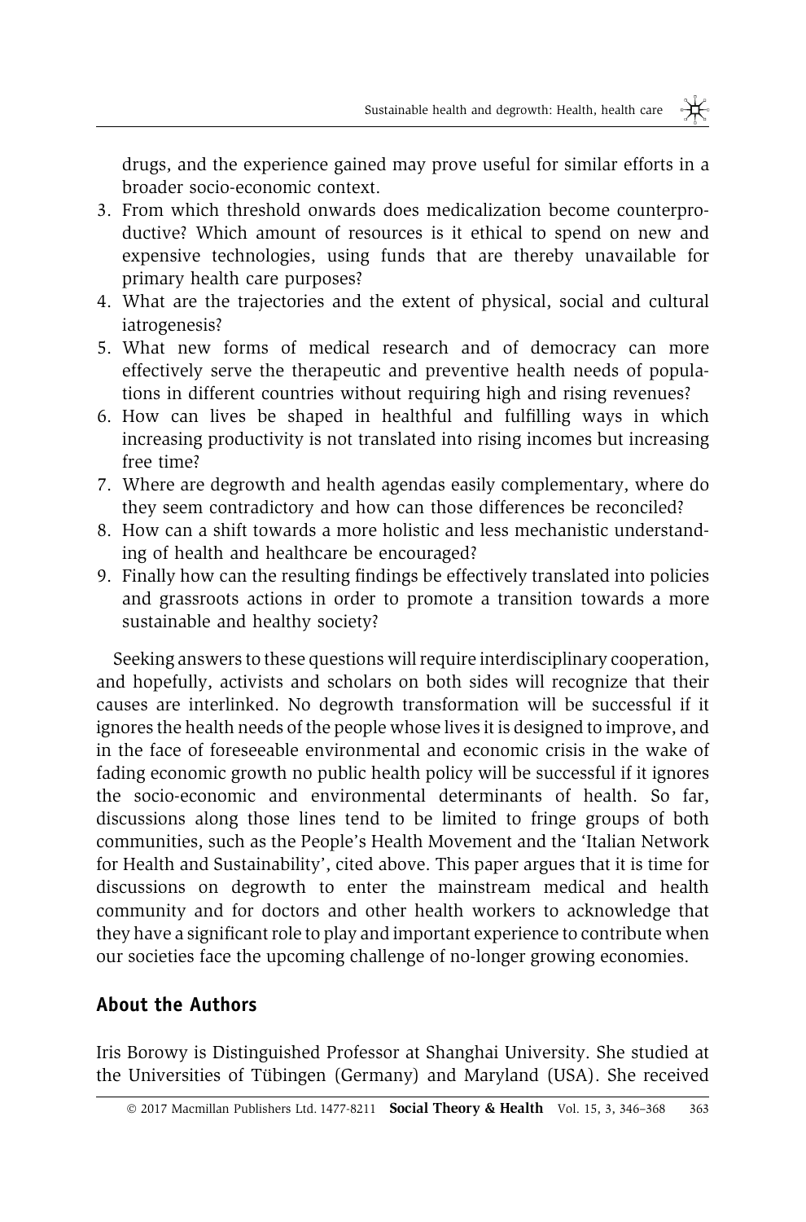drugs, and the experience gained may prove useful for similar efforts in a broader socio-economic context.

3. From which threshold onwards does medicalization become counterproductive? Which amount of resources is it ethical to spend on new and expensive technologies, using funds that are thereby unavailable for primary health care purposes?
4. What are the trajectories and the extent of physical, social and cultural iatrogenesis?
5. What new forms of medical research and of democracy can more effectively serve the therapeutic and preventive health needs of populations in different countries without requiring high and rising revenues?
6. How can lives be shaped in healthful and fulfilling ways in which increasing productivity is not translated into rising incomes but increasing free time?
7. Where are degrowth and health agendas easily complementary, where do they seem contradictory and how can those differences be reconciled?
8. How can a shift towards a more holistic and less mechanistic understanding of health and healthcare be encouraged?
9. Finally how can the resulting findings be effectively translated into policies and grassroots actions in order to promote a transition towards a more sustainable and healthy society?

Seeking answers to these questions will require interdisciplinary cooperation, and hopefully, activists and scholars on both sides will recognize that their causes are interlinked. No degrowth transformation will be successful if it ignores the health needs of the people whose lives it is designed to improve, and in the face of foreseeable environmental and economic crisis in the wake of fading economic growth no public health policy will be successful if it ignores the socio-economic and environmental determinants of health. So far, discussions along those lines tend to be limited to fringe groups of both communities, such as the People's Health Movement and the 'Italian Network for Health and Sustainability', cited above. This paper argues that it is time for discussions on degrowth to enter the mainstream medical and health community and for doctors and other health workers to acknowledge that they have a significant role to play and important experience to contribute when our societies face the upcoming challenge of no-longer growing economies.

## About the Authors

Iris Borowy is Distinguished Professor at Shanghai University. She studied at the Universities of Tübingen (Germany) and Maryland (USA). She received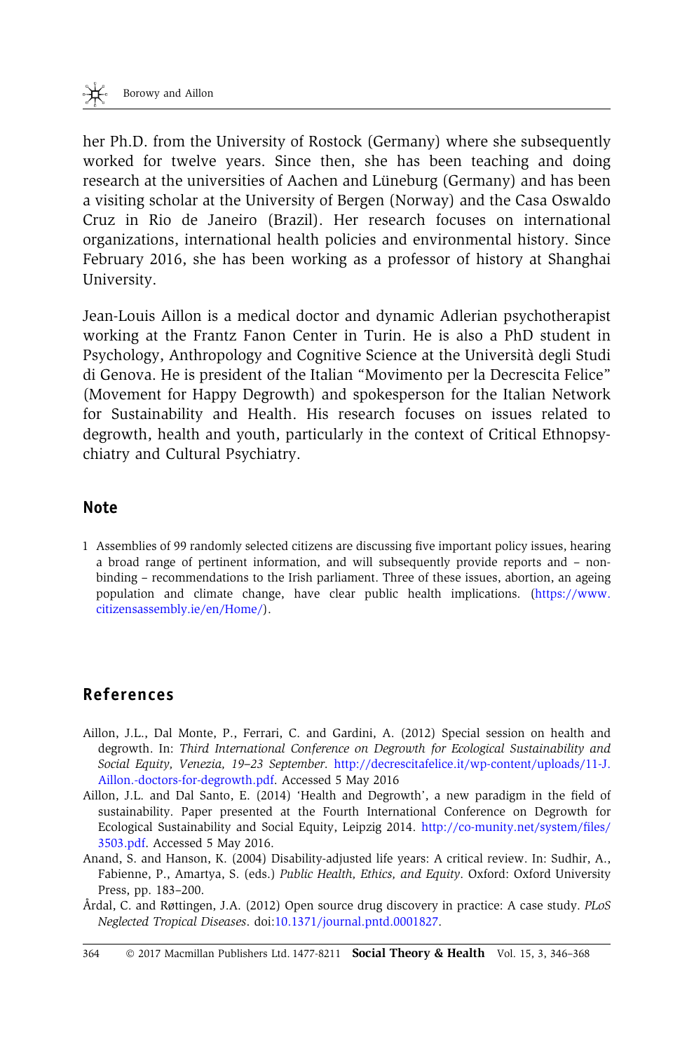her Ph.D. from the University of Rostock (Germany) where she subsequently worked for twelve years. Since then, she has been teaching and doing research at the universities of Aachen and Lüneburg (Germany) and has been a visiting scholar at the University of Bergen (Norway) and the Casa Oswaldo Cruz in Rio de Janeiro (Brazil). Her research focuses on international organizations, international health policies and environmental history. Since February 2016, she has been working as a professor of history at Shanghai University.

Jean-Louis Aillon is a medical doctor and dynamic Adlerian psychotherapist working at the Frantz Fanon Center in Turin. He is also a PhD student in Psychology, Anthropology and Cognitive Science at the Università degli Studi di Genova. He is president of the Italian "Movimento per la Decrescita Felice" (Movement for Happy Degrowth) and spokesperson for the Italian Network for Sustainability and Health. His research focuses on issues related to degrowth, health and youth, particularly in the context of Critical Ethnopsychiatry and Cultural Psychiatry.

## Note

1 Assemblies of 99 randomly selected citizens are discussing five important policy issues, hearing a broad range of pertinent information, and will subsequently provide reports and – non-binding – recommendations to the Irish parliament. Three of these issues, abortion, an ageing population and climate change, have clear public health implications. (https://www.citizensassembly.ie/en/Home/).

## References

Aillon, J.L., Dal Monte, P., Ferrari, C. and Gardini, A. (2012) Special session on health and degrowth. In: *Third International Conference on Degrowth for Ecological Sustainability and Social Equity, Venezia, 19–23 September*. http://decrescitafelice.it/wp-content/uploads/11-J.Aillon.-doctors-for-degrowth.pdf. Accessed 5 May 2016

Aillon, J.L. and Dal Santo, E. (2014) 'Health and Degrowth', a new paradigm in the field of sustainability. Paper presented at the Fourth International Conference on Degrowth for Ecological Sustainability and Social Equity, Leipzig 2014. http://co-munity.net/system/files/3503.pdf. Accessed 5 May 2016.

Anand, S. and Hanson, K. (2004) Disability-adjusted life years: A critical review. In: Sudhir, A., Fabienne, P., Amartya, S. (eds.) *Public Health, Ethics, and Equity*. Oxford: Oxford University Press, pp. 183–200.

Årdal, C. and Røttingen, J.A. (2012) Open source drug discovery in practice: A case study. *PLoS Neglected Tropical Diseases*. doi:10.1371/journal.pntd.0001827.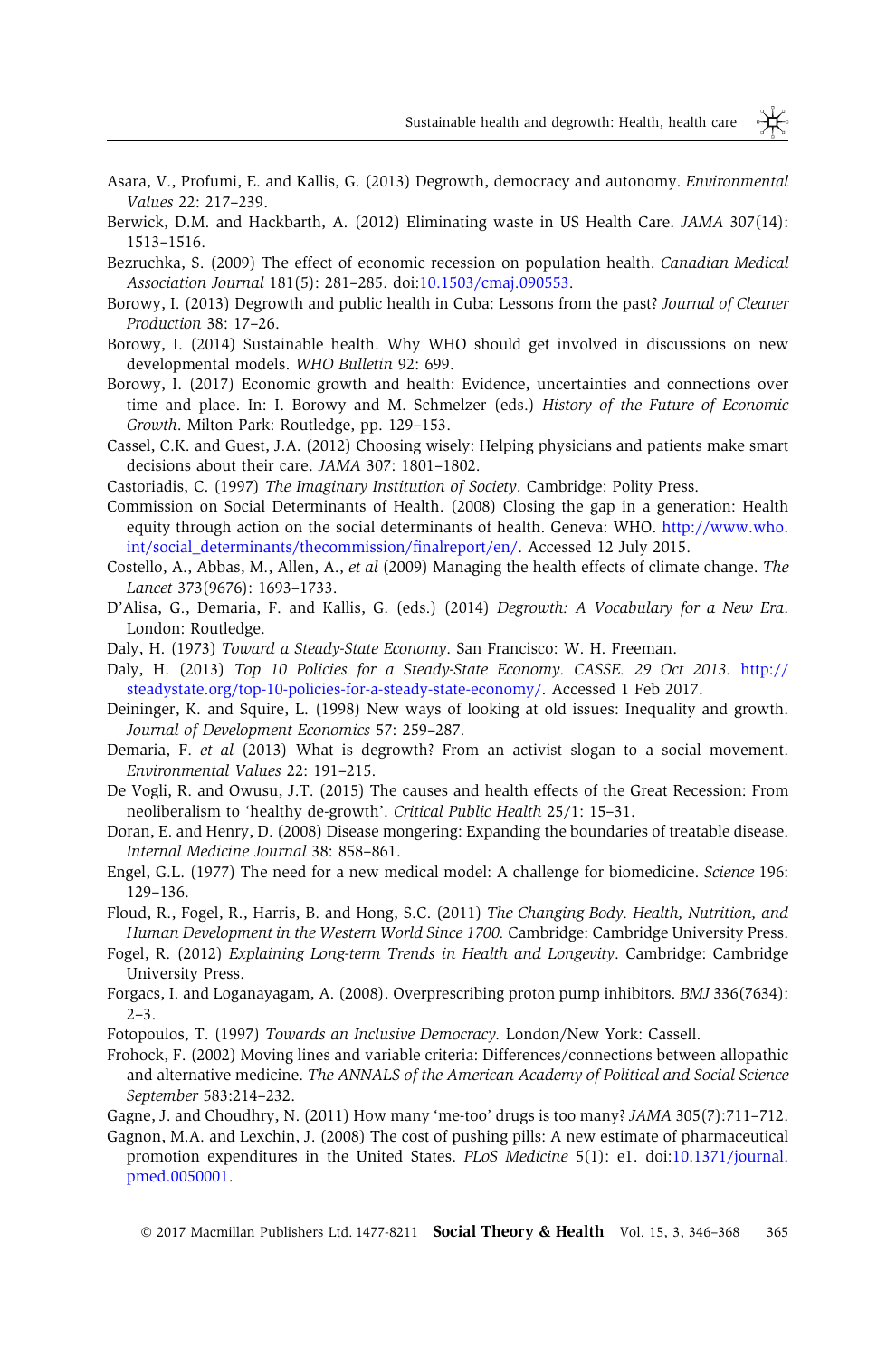Asara, V., Profumi, E. and Kallis, G. (2013) Degrowth, democracy and autonomy. *Environmental Values* 22: 217–239.

Berwick, D.M. and Hackbarth, A. (2012) Eliminating waste in US Health Care. *JAMA* 307(14): 1513–1516.

Bezruchka, S. (2009) The effect of economic recession on population health. *Canadian Medical Association Journal* 181(5): 281–285. doi:10.1503/cmaj.090553.

Borowy, I. (2013) Degrowth and public health in Cuba: Lessons from the past? *Journal of Cleaner Production* 38: 17–26.

Borowy, I. (2014) Sustainable health. Why WHO should get involved in discussions on new developmental models. *WHO Bulletin* 92: 699.

Borowy, I. (2017) Economic growth and health: Evidence, uncertainties and connections over time and place. In: I. Borowy and M. Schmelzer (eds.) *History of the Future of Economic Growth*. Milton Park: Routledge, pp. 129–153.

Cassel, C.K. and Guest, J.A. (2012) Choosing wisely: Helping physicians and patients make smart decisions about their care. *JAMA* 307: 1801–1802.

Castoriadis, C. (1997) *The Imaginary Institution of Society*. Cambridge: Polity Press.

Commission on Social Determinants of Health. (2008) Closing the gap in a generation: Health equity through action on the social determinants of health. Geneva: WHO. http://www.who.int/social_determinants/thecommission/finalreport/en/. Accessed 12 July 2015.

Costello, A., Abbas, M., Allen, A., *et al* (2009) Managing the health effects of climate change. *The Lancet* 373(9676): 1693–1733.

D'Alisa, G., Demaria, F. and Kallis, G. (eds.) (2014) *Degrowth: A Vocabulary for a New Era*. London: Routledge.

Daly, H. (1973) *Toward a Steady-State Economy*. San Francisco: W. H. Freeman.

Daly, H. (2013) *Top 10 Policies for a Steady-State Economy. CASSE. 29 Oct 2013.* http://steadystate.org/top-10-policies-for-a-steady-state-economy/. Accessed 1 Feb 2017.

Deininger, K. and Squire, L. (1998) New ways of looking at old issues: Inequality and growth. *Journal of Development Economics* 57: 259–287.

Demaria, F. *et al* (2013) What is degrowth? From an activist slogan to a social movement. *Environmental Values* 22: 191–215.

De Vogli, R. and Owusu, J.T. (2015) The causes and health effects of the Great Recession: From neoliberalism to 'healthy de-growth'. *Critical Public Health* 25/1: 15–31.

Doran, E. and Henry, D. (2008) Disease mongering: Expanding the boundaries of treatable disease. *Internal Medicine Journal* 38: 858–861.

Engel, G.L. (1977) The need for a new medical model: A challenge for biomedicine. *Science* 196: 129–136.

Floud, R., Fogel, R., Harris, B. and Hong, S.C. (2011) *The Changing Body. Health, Nutrition, and Human Development in the Western World Since 1700.* Cambridge: Cambridge University Press.

Fogel, R. (2012) *Explaining Long-term Trends in Health and Longevity*. Cambridge: Cambridge University Press.

Forgacs, I. and Loganayagam, A. (2008). Overprescribing proton pump inhibitors. *BMJ* 336(7634): 2–3.

Fotopoulos, T. (1997) *Towards an Inclusive Democracy.* London/New York: Cassell.

Frohock, F. (2002) Moving lines and variable criteria: Differences/connections between allopathic and alternative medicine. *The ANNALS of the American Academy of Political and Social Science September* 583:214–232.

Gagne, J. and Choudhry, N. (2011) How many 'me-too' drugs is too many? *JAMA* 305(7):711–712.

Gagnon, M.A. and Lexchin, J. (2008) The cost of pushing pills: A new estimate of pharmaceutical promotion expenditures in the United States. *PLoS Medicine* 5(1): e1. doi:10.1371/journal.pmed.0050001.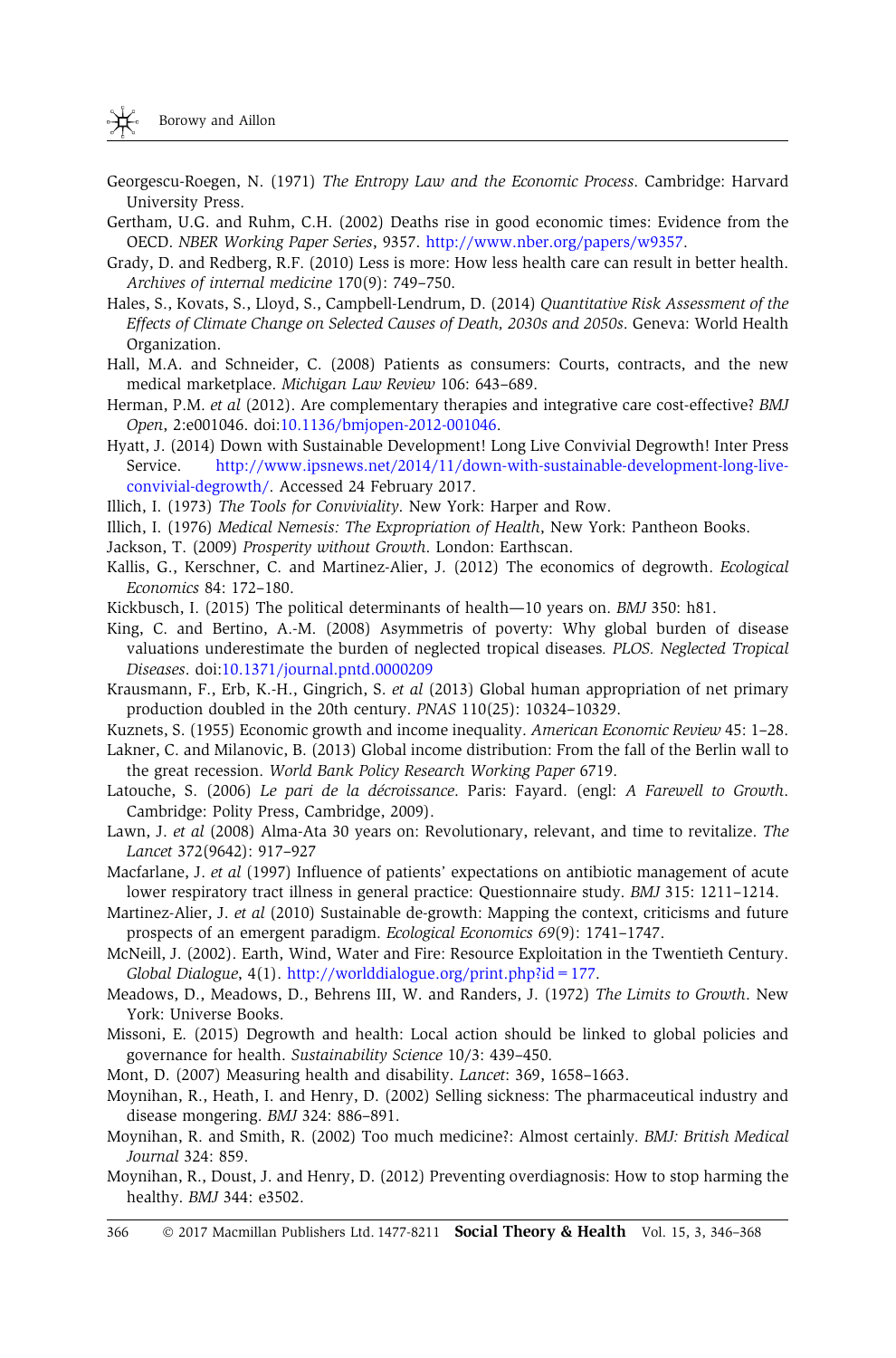Georgescu-Roegen, N. (1971) *The Entropy Law and the Economic Process*. Cambridge: Harvard University Press.

Gertham, U.G. and Ruhm, C.H. (2002) Deaths rise in good economic times: Evidence from the OECD. *NBER Working Paper Series*, 9357. http://www.nber.org/papers/w9357.

Grady, D. and Redberg, R.F. (2010) Less is more: How less health care can result in better health. *Archives of internal medicine* 170(9): 749–750.

Hales, S., Kovats, S., Lloyd, S., Campbell-Lendrum, D. (2014) *Quantitative Risk Assessment of the Effects of Climate Change on Selected Causes of Death, 2030s and 2050s*. Geneva: World Health Organization.

Hall, M.A. and Schneider, C. (2008) Patients as consumers: Courts, contracts, and the new medical marketplace. *Michigan Law Review* 106: 643–689.

Herman, P.M. *et al* (2012). Are complementary therapies and integrative care cost-effective? *BMJ Open*, 2:e001046. doi:10.1136/bmjopen-2012-001046.

Hyatt, J. (2014) Down with Sustainable Development! Long Live Convivial Degrowth! Inter Press Service. http://www.ipsnews.net/2014/11/down-with-sustainable-development-long-live-convivial-degrowth/. Accessed 24 February 2017.

Illich, I. (1973) *The Tools for Conviviality*. New York: Harper and Row.

Illich, I. (1976) *Medical Nemesis: The Expropriation of Health*, New York: Pantheon Books.

Jackson, T. (2009) *Prosperity without Growth*. London: Earthscan.

Kallis, G., Kerschner, C. and Martinez-Alier, J. (2012) The economics of degrowth. *Ecological Economics* 84: 172–180.

Kickbusch, I. (2015) The political determinants of health—10 years on. *BMJ* 350: h81.

King, C. and Bertino, A.-M. (2008) Asymmetris of poverty: Why global burden of disease valuations underestimate the burden of neglected tropical diseases*. PLOS. Neglected Tropical Diseases*. doi:10.1371/journal.pntd.0000209

Krausmann, F., Erb, K.-H., Gingrich, S. *et al* (2013) Global human appropriation of net primary production doubled in the 20th century. *PNAS* 110(25): 10324–10329.

Kuznets, S. (1955) Economic growth and income inequality. *American Economic Review* 45: 1–28.

Lakner, C. and Milanovic, B. (2013) Global income distribution: From the fall of the Berlin wall to the great recession. *World Bank Policy Research Working Paper* 6719.

Latouche, S. (2006) *Le pari de la décroissance*. Paris: Fayard. (engl: *A Farewell to Growth*. Cambridge: Polity Press, Cambridge, 2009).

Lawn, J. *et al* (2008) Alma-Ata 30 years on: Revolutionary, relevant, and time to revitalize. *The Lancet* 372(9642): 917–927

Macfarlane, J. *et al* (1997) Influence of patients' expectations on antibiotic management of acute lower respiratory tract illness in general practice: Questionnaire study. *BMJ* 315: 1211–1214.

Martinez-Alier, J. *et al* (2010) Sustainable de-growth: Mapping the context, criticisms and future prospects of an emergent paradigm. *Ecological Economics 69*(9): 1741–1747.

McNeill, J. (2002). Earth, Wind, Water and Fire: Resource Exploitation in the Twentieth Century. *Global Dialogue*, 4(1). http://worlddialogue.org/print.php?id = 177.

Meadows, D., Meadows, D., Behrens III, W. and Randers, J. (1972) *The Limits to Growth*. New York: Universe Books.

Missoni, E. (2015) Degrowth and health: Local action should be linked to global policies and governance for health. *Sustainability Science* 10/3: 439–450.

Mont, D. (2007) Measuring health and disability. *Lancet*: 369, 1658–1663.

Moynihan, R., Heath, I. and Henry, D. (2002) Selling sickness: The pharmaceutical industry and disease mongering. *BMJ* 324: 886–891.

Moynihan, R. and Smith, R. (2002) Too much medicine?: Almost certainly. *BMJ: British Medical Journal* 324: 859.

Moynihan, R., Doust, J. and Henry, D. (2012) Preventing overdiagnosis: How to stop harming the healthy. *BMJ* 344: e3502.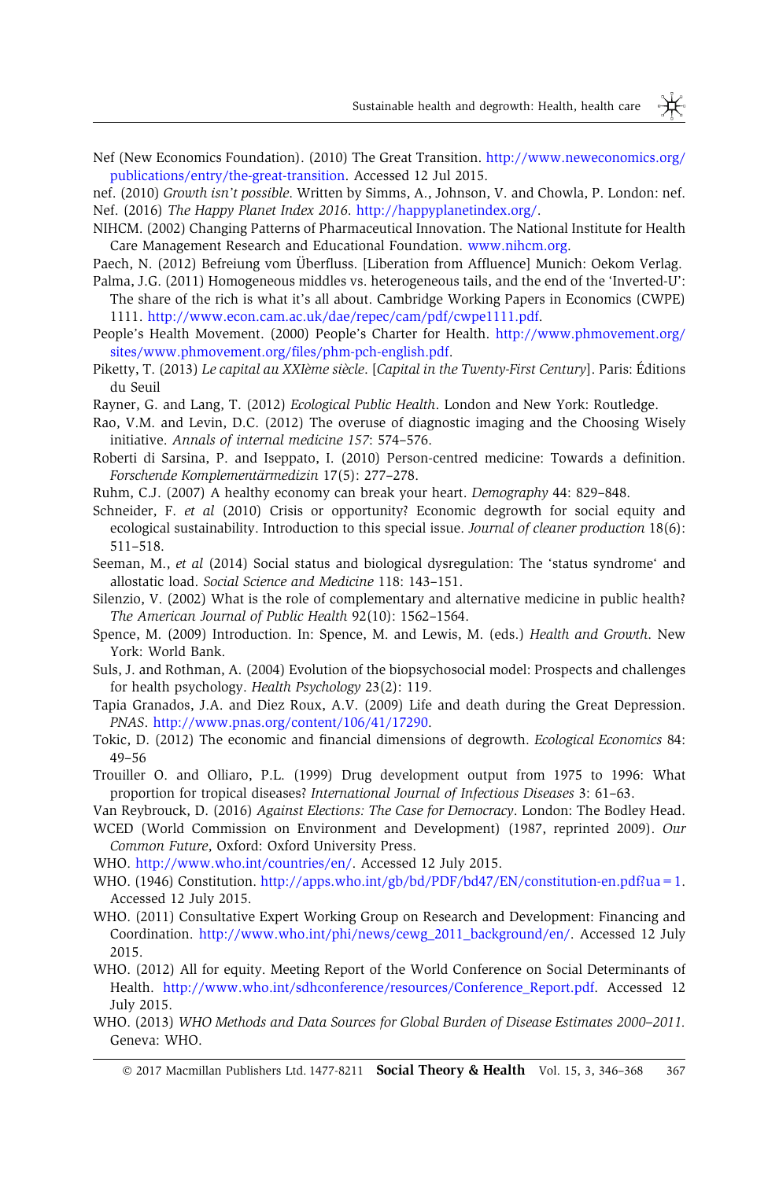Nef (New Economics Foundation). (2010) The Great Transition. http://www.neweconomics.org/publications/entry/the-great-transition. Accessed 12 Jul 2015.

nef. (2010) *Growth isn't possible*. Written by Simms, A., Johnson, V. and Chowla, P. London: nef.

Nef. (2016) *The Happy Planet Index 2016*. http://happyplanetindex.org/.

NIHCM. (2002) Changing Patterns of Pharmaceutical Innovation. The National Institute for Health Care Management Research and Educational Foundation. www.nihcm.org.

Paech, N. (2012) Befreiung vom Überfluss. [Liberation from Affluence] Munich: Oekom Verlag.

Palma, J.G. (2011) Homogeneous middles vs. heterogeneous tails, and the end of the 'Inverted-U': The share of the rich is what it's all about. Cambridge Working Papers in Economics (CWPE) 1111. http://www.econ.cam.ac.uk/dae/repec/cam/pdf/cwpe1111.pdf.

People's Health Movement. (2000) People's Charter for Health. http://www.phmovement.org/sites/www.phmovement.org/files/phm-pch-english.pdf.

Piketty, T. (2013) *Le capital au XXIème siècle*. [*Capital in the Twenty-First Century*]. Paris: Éditions du Seuil

Rayner, G. and Lang, T. (2012) *Ecological Public Health*. London and New York: Routledge.

Rao, V.M. and Levin, D.C. (2012) The overuse of diagnostic imaging and the Choosing Wisely initiative. *Annals of internal medicine 157*: 574–576.

Roberti di Sarsina, P. and Iseppato, I. (2010) Person-centred medicine: Towards a definition. *Forschende Komplementärmedizin* 17(5): 277–278.

Ruhm, C.J. (2007) A healthy economy can break your heart. *Demography* 44: 829–848.

Schneider, F. *et al* (2010) Crisis or opportunity? Economic degrowth for social equity and ecological sustainability. Introduction to this special issue. *Journal of cleaner production* 18(6): 511–518.

Seeman, M., *et al* (2014) Social status and biological dysregulation: The 'status syndrome' and allostatic load. *Social Science and Medicine* 118: 143–151.

Silenzio, V. (2002) What is the role of complementary and alternative medicine in public health? *The American Journal of Public Health* 92(10): 1562–1564.

Spence, M. (2009) Introduction. In: Spence, M. and Lewis, M. (eds.) *Health and Growth*. New York: World Bank.

Suls, J. and Rothman, A. (2004) Evolution of the biopsychosocial model: Prospects and challenges for health psychology. *Health Psychology* 23(2): 119.

Tapia Granados, J.A. and Diez Roux, A.V. (2009) Life and death during the Great Depression. *PNAS*. http://www.pnas.org/content/106/41/17290.

Tokic, D. (2012) The economic and financial dimensions of degrowth. *Ecological Economics* 84: 49–56

Trouiller O. and Olliaro, P.L. (1999) Drug development output from 1975 to 1996: What proportion for tropical diseases? *International Journal of Infectious Diseases* 3: 61–63.

Van Reybrouck, D. (2016) *Against Elections: The Case for Democracy*. London: The Bodley Head.

WCED (World Commission on Environment and Development) (1987, reprinted 2009). *Our Common Future*, Oxford: Oxford University Press.

WHO. http://www.who.int/countries/en/. Accessed 12 July 2015.

WHO. (1946) Constitution. http://apps.who.int/gb/bd/PDF/bd47/EN/constitution-en.pdf?ua=1. Accessed 12 July 2015.

WHO. (2011) Consultative Expert Working Group on Research and Development: Financing and Coordination. http://www.who.int/phi/news/cewg_2011_background/en/. Accessed 12 July 2015.

WHO. (2012) All for equity. Meeting Report of the World Conference on Social Determinants of Health. http://www.who.int/sdhconference/resources/Conference_Report.pdf. Accessed 12 July 2015.

WHO. (2013) *WHO Methods and Data Sources for Global Burden of Disease Estimates 2000–2011*. Geneva: WHO.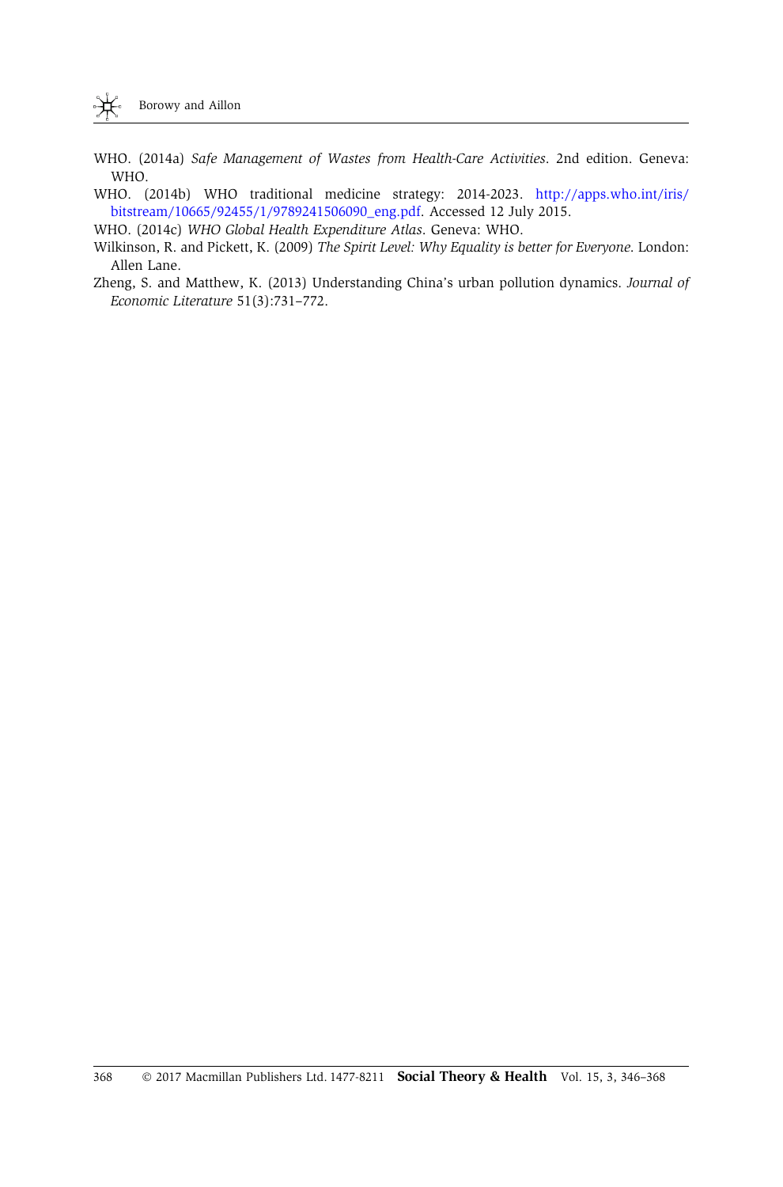WHO. (2014a) *Safe Management of Wastes from Health-Care Activities*. 2nd edition. Geneva: WHO.

WHO. (2014b) WHO traditional medicine strategy: 2014-2023. http://apps.who.int/iris/bitstream/10665/92455/1/9789241506090_eng.pdf. Accessed 12 July 2015.

WHO. (2014c) *WHO Global Health Expenditure Atlas*. Geneva: WHO.

Wilkinson, R. and Pickett, K. (2009) *The Spirit Level: Why Equality is better for Everyone*. London: Allen Lane.

Zheng, S. and Matthew, K. (2013) Understanding China's urban pollution dynamics. *Journal of Economic Literature* 51(3):731–772.